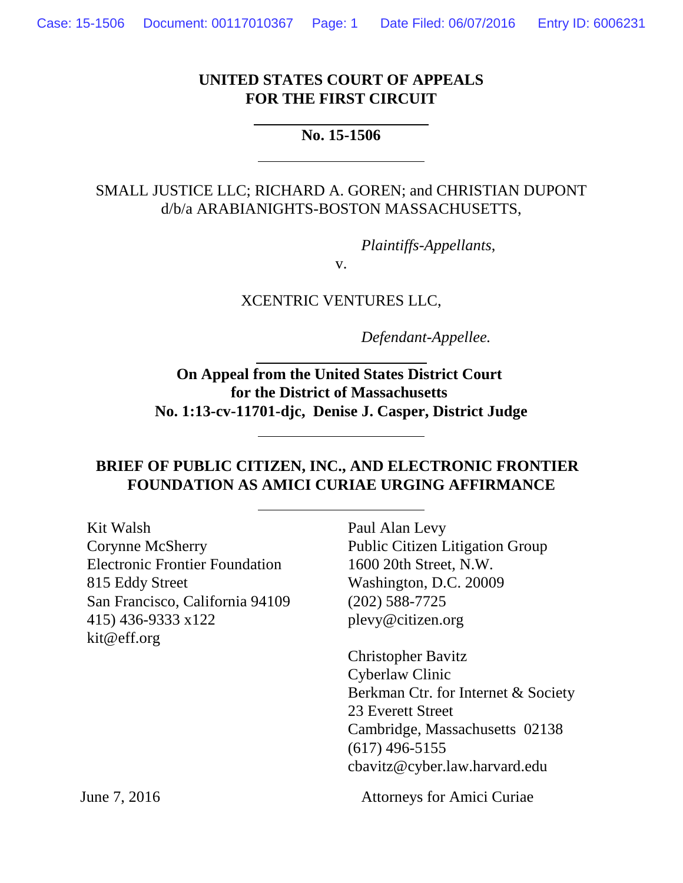**UNITED STATES COURT OF APPEALS**
**FOR THE FIRST CIRCUIT**

---

**No. 15-1506**

---

SMALL JUSTICE LLC; RICHARD A. GOREN; and CHRISTIAN DUPONT d/b/a ARABIANIGHTS-BOSTON MASSACHUSETTS,

*Plaintiffs-Appellants*,

v.

XCENTRIC VENTURES LLC,

*Defendant-Appellee.*

---

**On Appeal from the United States District Court**
**for the District of Massachusetts**
**No. 1:13-cv-11701-djc, Denise J. Casper, District Judge**

---

**BRIEF OF PUBLIC CITIZEN, INC., AND ELECTRONIC FRONTIER FOUNDATION AS AMICI CURIAE URGING AFFIRMANCE**

---

Kit Walsh
Corynne McSherry
Electronic Frontier Foundation
815 Eddy Street
San Francisco, California 94109
415) 436-9333 x122
kit@eff.org

Paul Alan Levy
Public Citizen Litigation Group
1600 20th Street, N.W.
Washington, D.C. 20009
(202) 588-7725
plevy@citizen.org

Christopher Bavitz
Cyberlaw Clinic
Berkman Ctr. for Internet & Society
23 Everett Street
Cambridge, Massachusetts 02138
(617) 496-5155
cbavitz@cyber.law.harvard.edu

June 7, 2016

Attorneys for Amici Curiae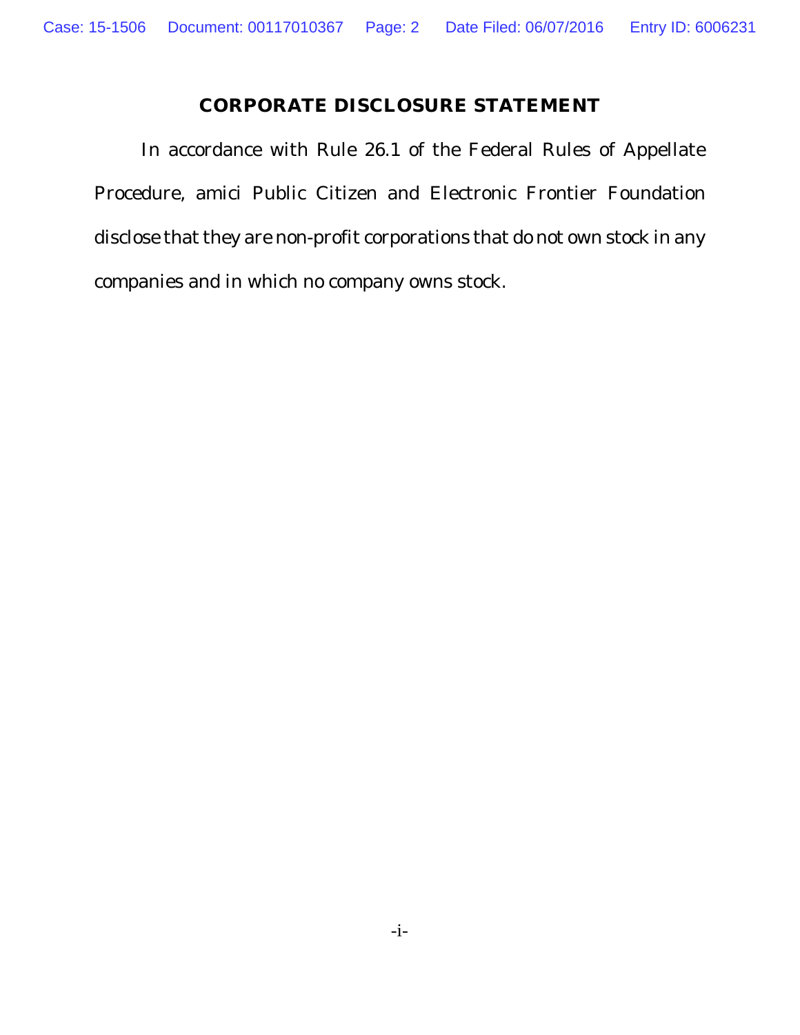## CORPORATE DISCLOSURE STATEMENT

In accordance with Rule 26.1 of the Federal Rules of Appellate Procedure, amici Public Citizen and Electronic Frontier Foundation disclose that they are non-profit corporations that do not own stock in any companies and in which no company owns stock.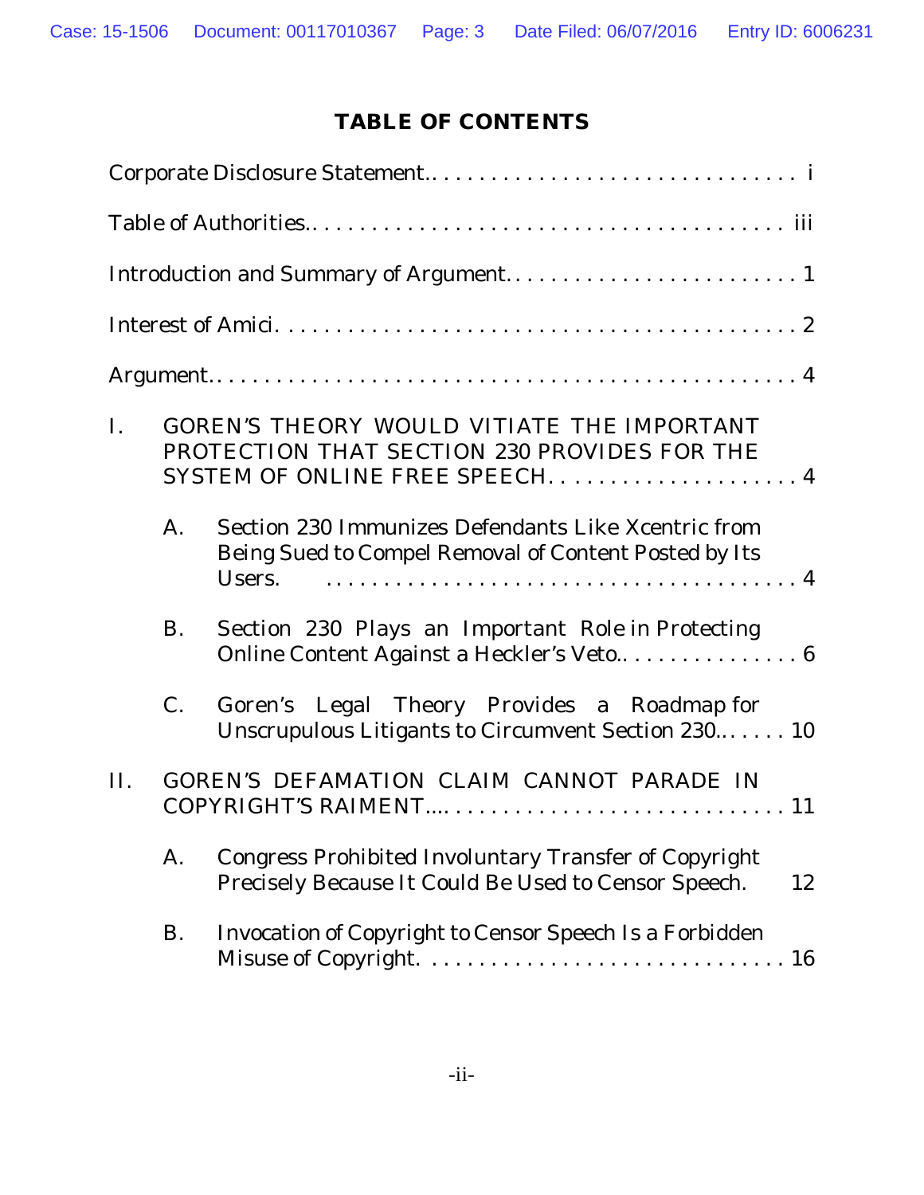# TABLE OF CONTENTS

Corporate Disclosure Statement.. . . . . . . . . . . . . . . . . . . . . . . . . . . . . . . i

Table of Authorities.. . . . . . . . . . . . . . . . . . . . . . . . . . . . . . . . . . . . . . . . iii

Introduction and Summary of Argument. . . . . . . . . . . . . . . . . . . . . . . . . . 1

Interest of Amici. . . . . . . . . . . . . . . . . . . . . . . . . . . . . . . . . . . . . . . . . . . 2

Argument.. . . . . . . . . . . . . . . . . . . . . . . . . . . . . . . . . . . . . . . . . . . . . . . 4

I. GOREN'S THEORY WOULD VITIATE THE IMPORTANT PROTECTION THAT SECTION 230 PROVIDES FOR THE SYSTEM OF ONLINE FREE SPEECH. . . . . . . . . . . . . . . . . . . . . . 4

   A. Section 230 Immunizes Defendants Like Xcentric from Being Sued to Compel Removal of Content Posted by Its Users. . . . . . . . . . . . . . . . . . . . . . . . . . . . . . . . . . . . . . . . 4

   B. Section 230 Plays an Important Role in Protecting Online Content Against a Heckler's Veto.. . . . . . . . . . . . . . . 6

   C. Goren's Legal Theory Provides a Roadmap for Unscrupulous Litigants to Circumvent Section 230.. . . . . . 10

II. GOREN'S DEFAMATION CLAIM CANNOT PARADE IN COPYRIGHT'S RAIMENT.... . . . . . . . . . . . . . . . . . . . . . . . . . . 11

   A. Congress Prohibited Involuntary Transfer of Copyright Precisely Because It Could Be Used to Censor Speech. 12

   B. Invocation of Copyright to Censor Speech Is a Forbidden Misuse of Copyright. . . . . . . . . . . . . . . . . . . . . . . . . . . . . . 16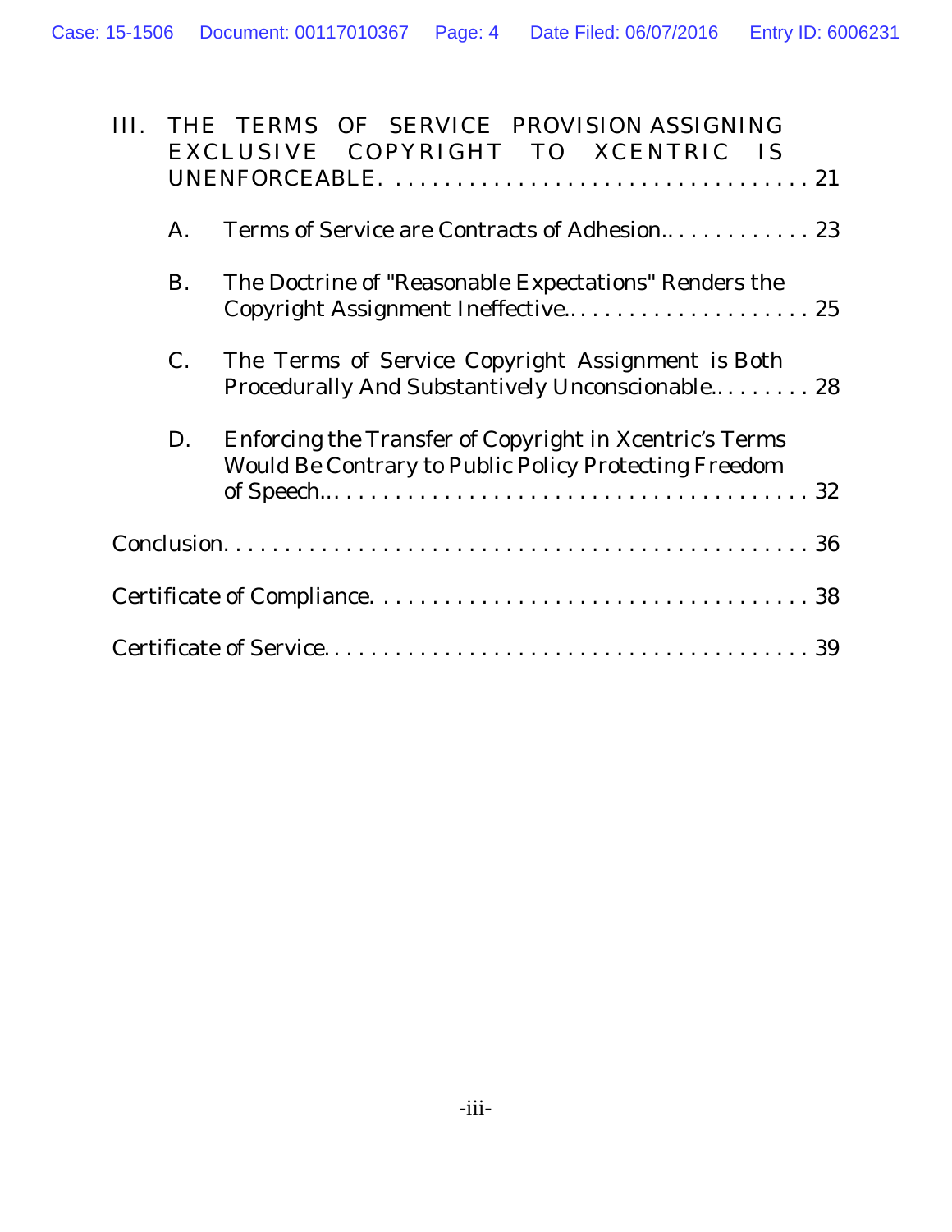III. THE TERMS OF SERVICE PROVISION ASSIGNING EXCLUSIVE COPYRIGHT TO XCENTRIC IS UNENFORCEABLE. . . . . . . . . . . . . . . . . . . . . . . . . . . . . . . . . . . 21

A. Terms of Service are Contracts of Adhesion. . . . . . . . . . . . . . 23

B. The Doctrine of "Reasonable Expectations" Renders the Copyright Assignment Ineffective. . . . . . . . . . . . . . . . . . . . . . 25

C. The Terms of Service Copyright Assignment is Both Procedurally And Substantively Unconscionable. . . . . . . . . . 28

D. Enforcing the Transfer of Copyright in Xcentric's Terms Would Be Contrary to Public Policy Protecting Freedom of Speech. . . . . . . . . . . . . . . . . . . . . . . . . . . . . . . . . . . . . . . . . 32

Conclusion. . . . . . . . . . . . . . . . . . . . . . . . . . . . . . . . . . . . . . . . . . . . . . . 36

Certificate of Compliance. . . . . . . . . . . . . . . . . . . . . . . . . . . . . . . . . . . . 38

Certificate of Service. . . . . . . . . . . . . . . . . . . . . . . . . . . . . . . . . . . . . . . . 39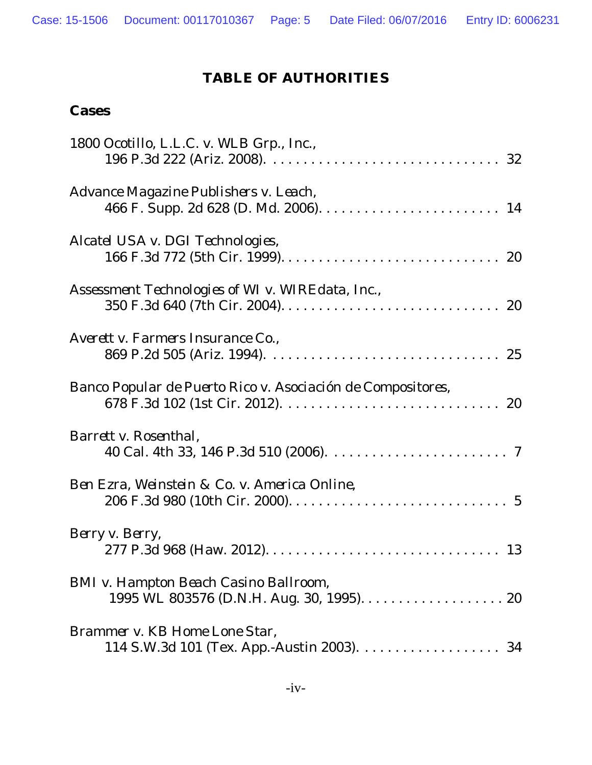# TABLE OF AUTHORITIES

## Cases

*1800 Ocotillo, L.L.C. v. WLB Grp., Inc.*,
196 P.3d 222 (Ariz. 2008). . . . . . . . . . . . . . . . . . . . . . . . . . . . . . . 32

*Advance Magazine Publishers v. Leach*,
466 F. Supp. 2d 628 (D. Md. 2006). . . . . . . . . . . . . . . . . . . . . . . . . 14

*Alcatel USA v. DGI Technologies*,
166 F.3d 772 (5th Cir. 1999). . . . . . . . . . . . . . . . . . . . . . . . . . . . . 20

*Assessment Technologies of WI v. WIREdata, Inc.*,
350 F.3d 640 (7th Cir. 2004). . . . . . . . . . . . . . . . . . . . . . . . . . . . . 20

*Averett v. Farmers Insurance Co.*,
869 P.2d 505 (Ariz. 1994). . . . . . . . . . . . . . . . . . . . . . . . . . . . . . . 25

*Banco Popular de Puerto Rico v. Asociación de Compositores*,
678 F.3d 102 (1st Cir. 2012). . . . . . . . . . . . . . . . . . . . . . . . . . . . . 20

*Barrett v. Rosenthal*,
40 Cal. 4th 33, 146 P.3d 510 (2006). . . . . . . . . . . . . . . . . . . . . . . . 7

*Ben Ezra, Weinstein & Co. v. America Online*,
206 F.3d 980 (10th Cir. 2000). . . . . . . . . . . . . . . . . . . . . . . . . . . . . 5

*Berry v. Berry*,
277 P.3d 968 (Haw. 2012). . . . . . . . . . . . . . . . . . . . . . . . . . . . . . . 13

*BMI v. Hampton Beach Casino Ballroom*,
1995 WL 803576 (D.N.H. Aug. 30, 1995). . . . . . . . . . . . . . . . . . . . 20

*Brammer v. KB Home Lone Star*,
114 S.W.3d 101 (Tex. App.-Austin 2003). . . . . . . . . . . . . . . . . . . 34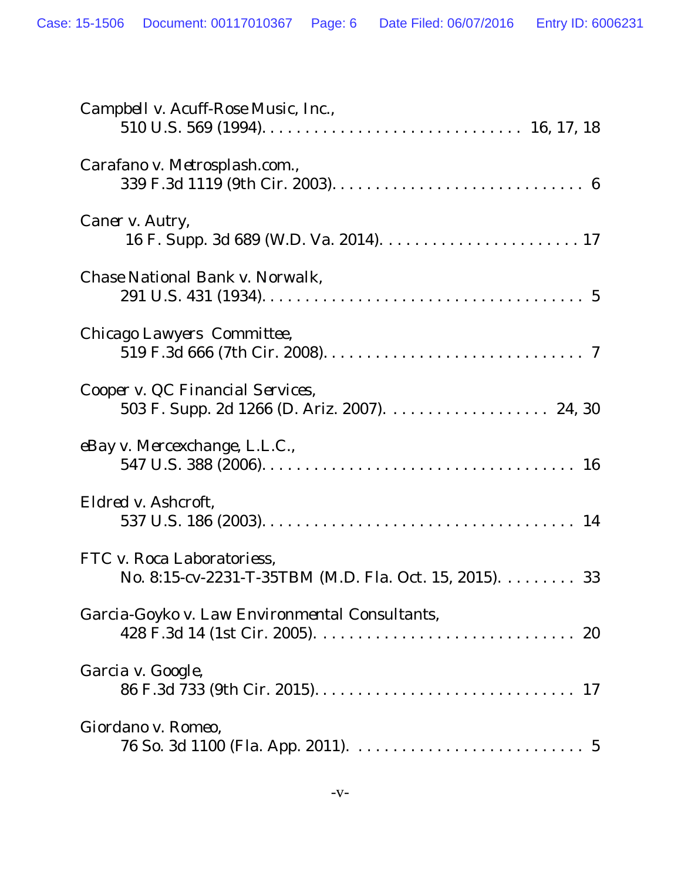Campbell v. Acuff-Rose Music, Inc.,
510 U.S. 569 (1994). . . . . . . . . . . . . . . . . . . . . . . . . . . . . . 16, 17, 18

Carafano v. Metrosplash.com.,
339 F.3d 1119 (9th Cir. 2003). . . . . . . . . . . . . . . . . . . . . . . . . . . . . 6

Caner v. Autry,
16 F. Supp. 3d 689 (W.D. Va. 2014). . . . . . . . . . . . . . . . . . . . . . . . 17

Chase National Bank v. Norwalk,
291 U.S. 431 (1934). . . . . . . . . . . . . . . . . . . . . . . . . . . . . . . . . . . . 5

Chicago Lawyers Committee,
519 F.3d 666 (7th Cir. 2008). . . . . . . . . . . . . . . . . . . . . . . . . . . . . . 7

Cooper v. QC Financial Services,
503 F. Supp. 2d 1266 (D. Ariz. 2007). . . . . . . . . . . . . . . . . . . 24, 30

eBay v. Mercexchange, L.L.C.,
547 U.S. 388 (2006). . . . . . . . . . . . . . . . . . . . . . . . . . . . . . . . . . . 16

Eldred v. Ashcroft,
537 U.S. 186 (2003). . . . . . . . . . . . . . . . . . . . . . . . . . . . . . . . . . . 14

FTC v. Roca Laboratoriess,
No. 8:15-cv-2231-T-35TBM (M.D. Fla. Oct. 15, 2015). . . . . . . . . 33

Garcia-Goyko v. Law Environmental Consultants,
428 F.3d 14 (1st Cir. 2005). . . . . . . . . . . . . . . . . . . . . . . . . . . . . 20

Garcia v. Google,
86 F.3d 733 (9th Cir. 2015). . . . . . . . . . . . . . . . . . . . . . . . . . . . . . 17

Giordano v. Romeo,
76 So. 3d 1100 (Fla. App. 2011). . . . . . . . . . . . . . . . . . . . . . . . . . . 5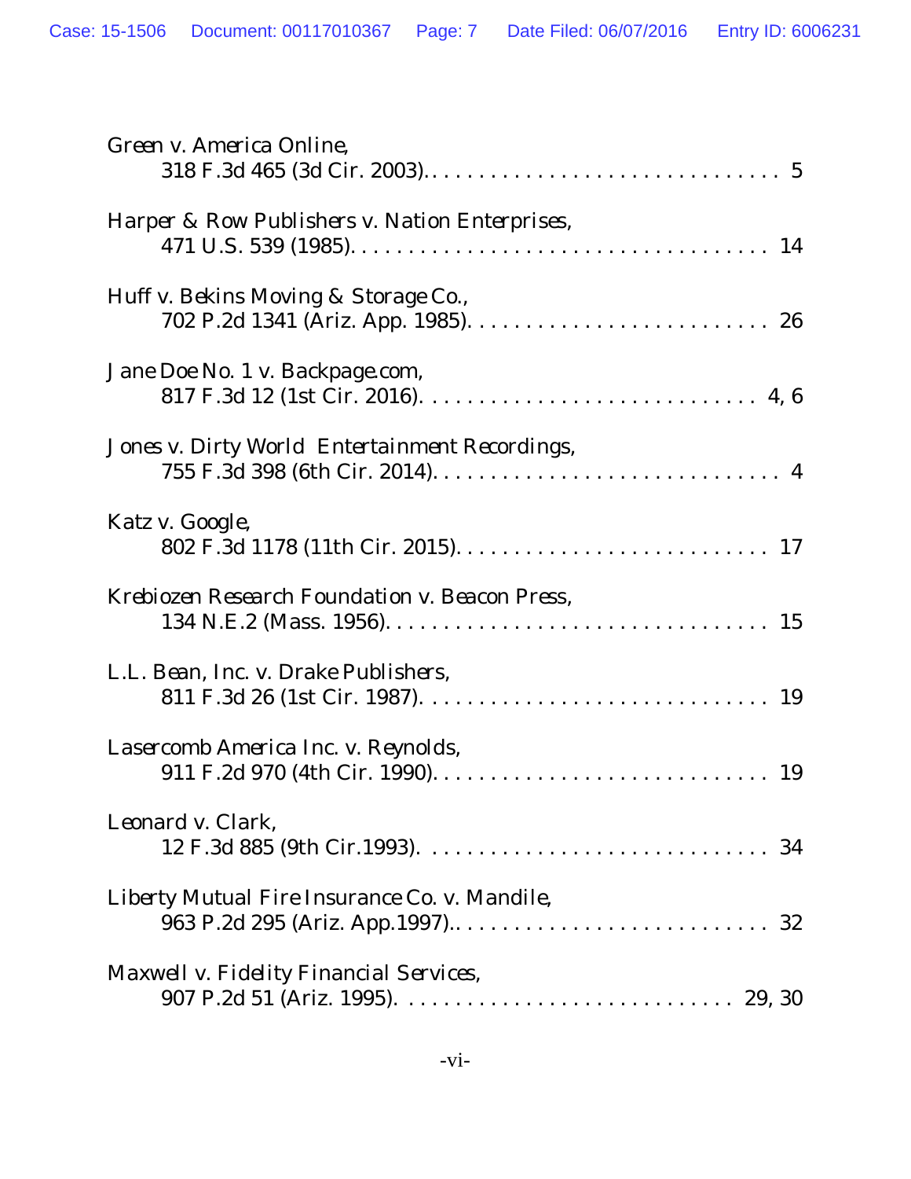*Green v. America Online*,
318 F.3d 465 (3d Cir. 2003). . . . . . . . . . . . . . . . . . . . . . . . . . . . . . . . 5

*Harper & Row Publishers v. Nation Enterprises*,
471 U.S. 539 (1985). . . . . . . . . . . . . . . . . . . . . . . . . . . . . . . . . . . . 14

*Huff v. Bekins Moving & Storage Co.*,
702 P.2d 1341 (Ariz. App. 1985). . . . . . . . . . . . . . . . . . . . . . . . . . . 26

*Jane Doe No. 1 v. Backpage.com*,
817 F.3d 12 (1st Cir. 2016). . . . . . . . . . . . . . . . . . . . . . . . . . . . . 4, 6

*Jones v. Dirty World Entertainment Recordings*,
755 F.3d 398 (6th Cir. 2014). . . . . . . . . . . . . . . . . . . . . . . . . . . . . . 4

*Katz v. Google*,
802 F.3d 1178 (11th Cir. 2015). . . . . . . . . . . . . . . . . . . . . . . . . . . 17

*Krebiozen Research Foundation v. Beacon Press*,
134 N.E.2 (Mass. 1956). . . . . . . . . . . . . . . . . . . . . . . . . . . . . . . . 15

*L.L. Bean, Inc. v. Drake Publishers*,
811 F.3d 26 (1st Cir. 1987). . . . . . . . . . . . . . . . . . . . . . . . . . . . . . 19

*Lasercomb America Inc. v. Reynolds*,
911 F.2d 970 (4th Cir. 1990). . . . . . . . . . . . . . . . . . . . . . . . . . . . . 19

*Leonard v. Clark*,
12 F.3d 885 (9th Cir.1993). . . . . . . . . . . . . . . . . . . . . . . . . . . . . . 34

*Liberty Mutual Fire Insurance Co. v. Mandile*,
963 P.2d 295 (Ariz. App.1997).. . . . . . . . . . . . . . . . . . . . . . . . . . . 32

*Maxwell v. Fidelity Financial Services*,
907 P.2d 51 (Ariz. 1995). . . . . . . . . . . . . . . . . . . . . . . . . . . . 29, 30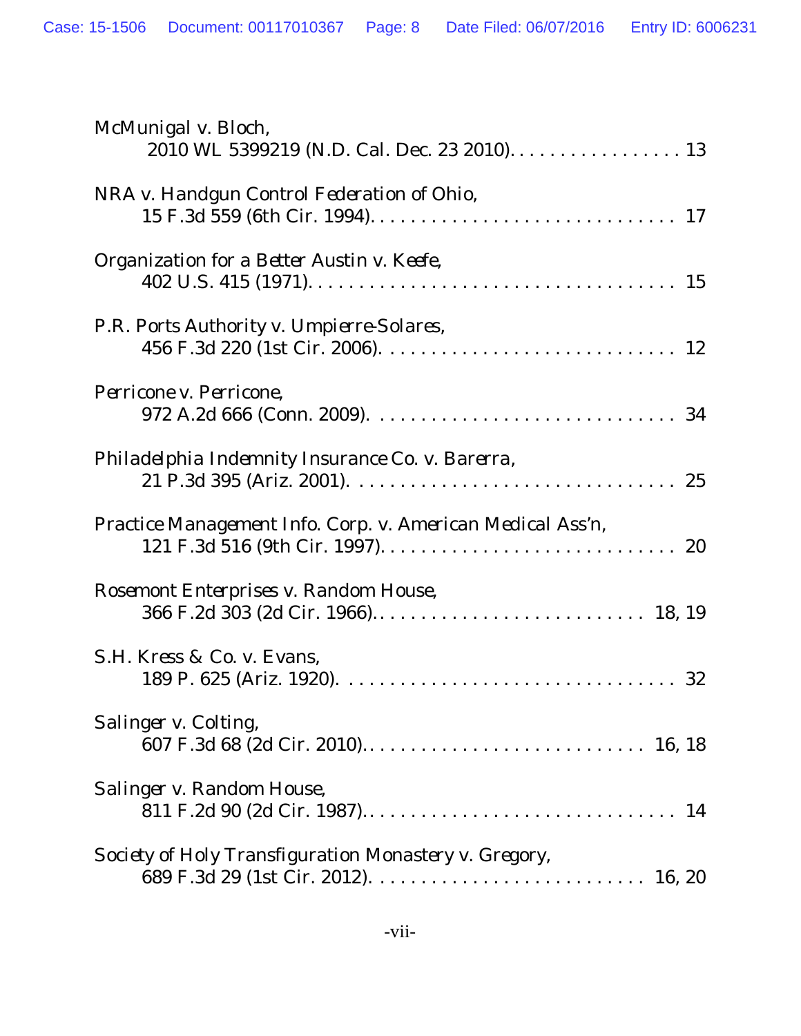McMunigal v. Bloch,
2010 WL 5399219 (N.D. Cal. Dec. 23 2010). . . . . . . . . . . . . . . . . . 13

NRA v. Handgun Control Federation of Ohio,
15 F.3d 559 (6th Cir. 1994). . . . . . . . . . . . . . . . . . . . . . . . . . . . . . 17

Organization for a Better Austin v. Keefe,
402 U.S. 415 (1971). . . . . . . . . . . . . . . . . . . . . . . . . . . . . . . . . . . 15

P.R. Ports Authority v. Umpierre-Solares,
456 F.3d 220 (1st Cir. 2006). . . . . . . . . . . . . . . . . . . . . . . . . . . . . 12

Perricone v. Perricone,
972 A.2d 666 (Conn. 2009). . . . . . . . . . . . . . . . . . . . . . . . . . . . . . 34

Philadelphia Indemnity Insurance Co. v. Barerra,
21 P.3d 395 (Ariz. 2001). . . . . . . . . . . . . . . . . . . . . . . . . . . . . . . 25

Practice Management Info. Corp. v. American Medical Ass'n,
121 F.3d 516 (9th Cir. 1997). . . . . . . . . . . . . . . . . . . . . . . . . . . . . 20

Rosemont Enterprises v. Random House,
366 F.2d 303 (2d Cir. 1966). . . . . . . . . . . . . . . . . . . . . . . . . . . 18, 19

S.H. Kress & Co. v. Evans,
189 P. 625 (Ariz. 1920). . . . . . . . . . . . . . . . . . . . . . . . . . . . . . . . 32

Salinger v. Colting,
607 F.3d 68 (2d Cir. 2010). . . . . . . . . . . . . . . . . . . . . . . . . . . . 16, 18

Salinger v. Random House,
811 F.2d 90 (2d Cir. 1987). . . . . . . . . . . . . . . . . . . . . . . . . . . . . . . 14

Society of Holy Transfiguration Monastery v. Gregory,
689 F.3d 29 (1st Cir. 2012). . . . . . . . . . . . . . . . . . . . . . . . . . . 16, 20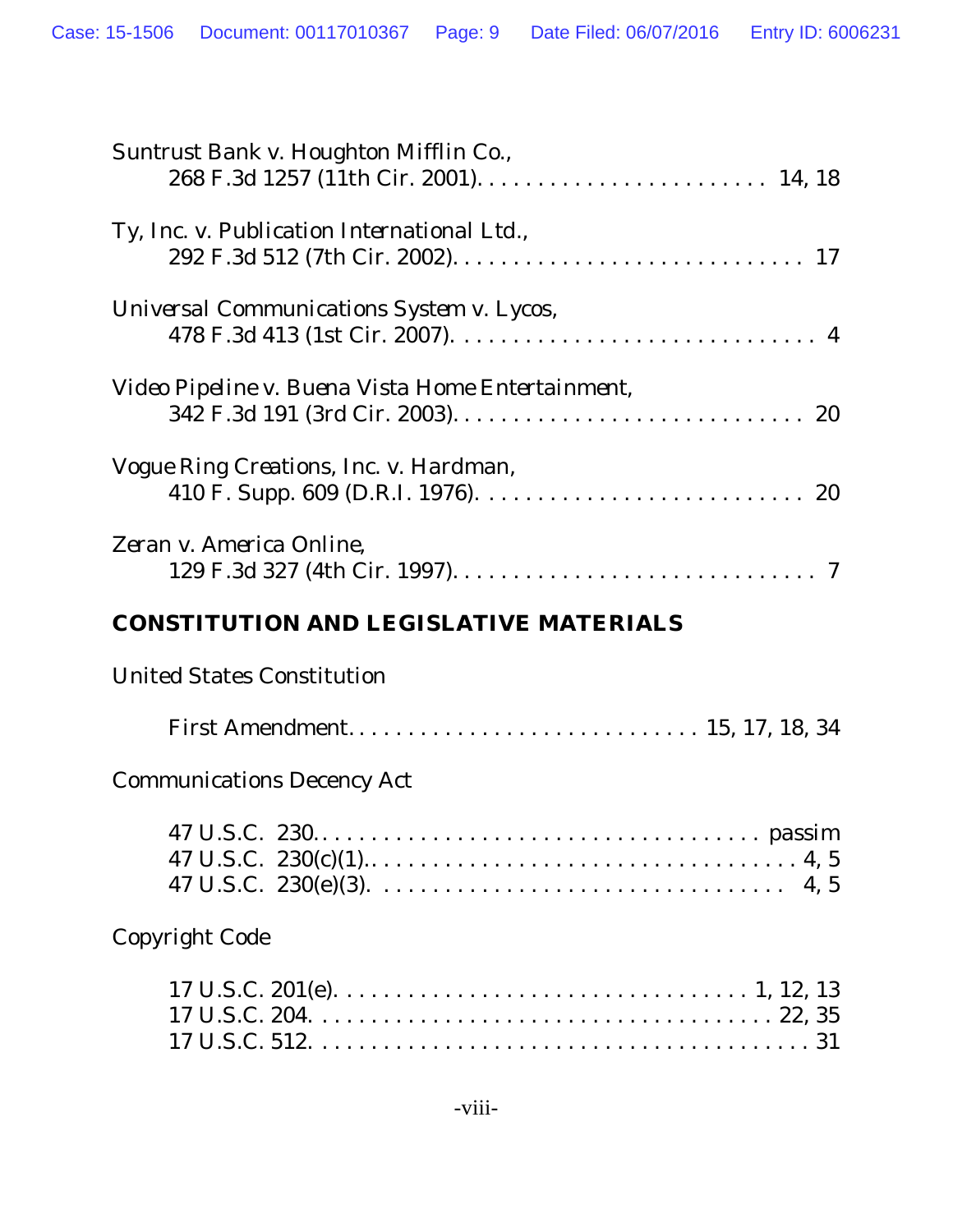*Suntrust Bank v. Houghton Mifflin Co.*,
268 F.3d 1257 (11th Cir. 2001). . . . . . . . . . . . . . . . . . . . . . . . . 14, 18

*Ty, Inc. v. Publication International Ltd.*,
292 F.3d 512 (7th Cir. 2002). . . . . . . . . . . . . . . . . . . . . . . . . . . . . 17

*Universal Communications System v. Lycos*,
478 F.3d 413 (1st Cir. 2007). . . . . . . . . . . . . . . . . . . . . . . . . . . . . . 4

*Video Pipeline v. Buena Vista Home Entertainment*,
342 F.3d 191 (3rd Cir. 2003). . . . . . . . . . . . . . . . . . . . . . . . . . . . . 20

*Vogue Ring Creations, Inc. v. Hardman*,
410 F. Supp. 609 (D.R.I. 1976). . . . . . . . . . . . . . . . . . . . . . . . . . . 20

*Zeran v. America Online*,
129 F.3d 327 (4th Cir. 1997). . . . . . . . . . . . . . . . . . . . . . . . . . . . . . 7

## CONSTITUTION AND LEGISLATIVE MATERIALS

United States Constitution

First Amendment. . . . . . . . . . . . . . . . . . . . . . . . . . . . . 15, 17, 18, 34

Communications Decency Act

47 U.S.C. 230. . . . . . . . . . . . . . . . . . . . . . . . . . . . . . . . . . . . . . passim
47 U.S.C. 230(c)(1).. . . . . . . . . . . . . . . . . . . . . . . . . . . . . . . . . . . 4, 5
47 U.S.C. 230(e)(3). . . . . . . . . . . . . . . . . . . . . . . . . . . . . . . . . . . 4, 5

Copyright Code

17 U.S.C. 201(e). . . . . . . . . . . . . . . . . . . . . . . . . . . . . . . . . . . 1, 12, 13
17 U.S.C. 204. . . . . . . . . . . . . . . . . . . . . . . . . . . . . . . . . . . . . . . 22, 35
17 U.S.C. 512. . . . . . . . . . . . . . . . . . . . . . . . . . . . . . . . . . . . . . . . . 31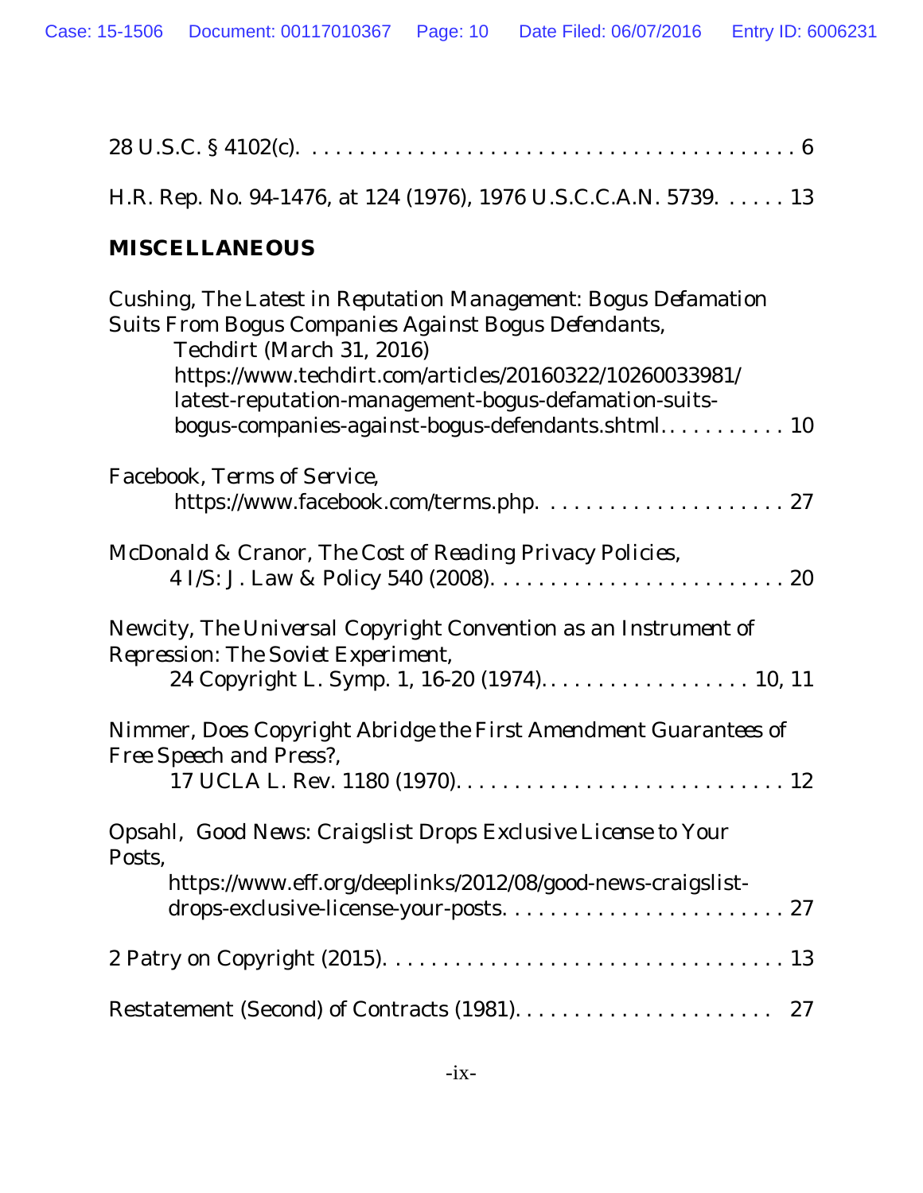28 U.S.C. § 4102(c). . . . . . . . . . . . . . . . . . . . . . . . . . . . . . . . . . . . . . . . . . . 6

H.R. Rep. No. 94-1476, at 124 (1976), 1976 U.S.C.C.A.N. 5739. . . . . . 13

**MISCELLANEOUS**

Cushing, *The Latest in Reputation Management: Bogus Defamation Suits From Bogus Companies Against Bogus Defendants*, Techdirt (March 31, 2016) https://www.techdirt.com/articles/20160322/10260033981/latest-reputation-management-bogus-defamation-suits-bogus-companies-against-bogus-defendants.shtml. . . . . . . . . . . 10

Facebook, *Terms of Service*, https://www.facebook.com/terms.php. . . . . . . . . . . . . . . . . . . . . 27

McDonald & Cranor, *The Cost of Reading Privacy Policies*, 4 I/S: J. Law & Policy 540 (2008). . . . . . . . . . . . . . . . . . . . . . . . . 20

Newcity, *The Universal Copyright Convention as an Instrument of Repression: The Soviet Experiment*, 24 Copyright L. Symp. 1, 16-20 (1974). . . . . . . . . . . . . . . . . . 10, 11

Nimmer, *Does Copyright Abridge the First Amendment Guarantees of Free Speech and Press?*, 17 UCLA L. Rev. 1180 (1970). . . . . . . . . . . . . . . . . . . . . . . . . . . . 12

Opsahl, *Good News: Craigslist Drops Exclusive License to Your Posts*, https://www.eff.org/deeplinks/2012/08/good-news-craigslist-drops-exclusive-license-your-posts. . . . . . . . . . . . . . . . . . . . . . . . 27

2 Patry on Copyright (2015). . . . . . . . . . . . . . . . . . . . . . . . . . . . . . . . . . 13

Restatement (Second) of Contracts (1981). . . . . . . . . . . . . . . . . . . . . . 27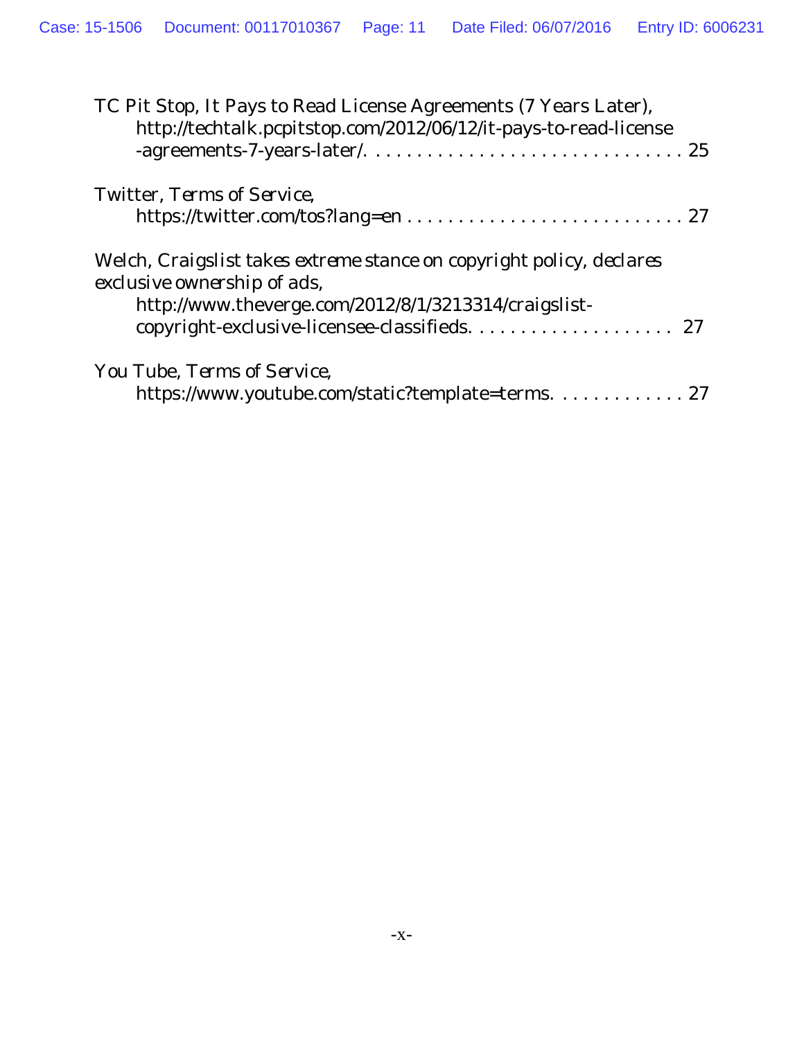TC Pit Stop, It Pays to Read License Agreements (7 Years Later), http://techtalk.pcpitstop.com/2012/06/12/it-pays-to-read-license-agreements-7-years-later/. . . . . . . . . . . . . . . . . . . . . . . . . . . . . . . 25

Twitter, Terms of Service, https://twitter.com/tos?lang=en . . . . . . . . . . . . . . . . . . . . . . . . . . . . 27

Welch, Craigslist takes extreme stance on copyright policy, declares exclusive ownership of ads, http://www.theverge.com/2012/8/1/3213314/craigslist-copyright-exclusive-licensee-classifieds. . . . . . . . . . . . . . . . . . . . . 27

You Tube, Terms of Service, https://www.youtube.com/static?template=terms. . . . . . . . . . . . . . 27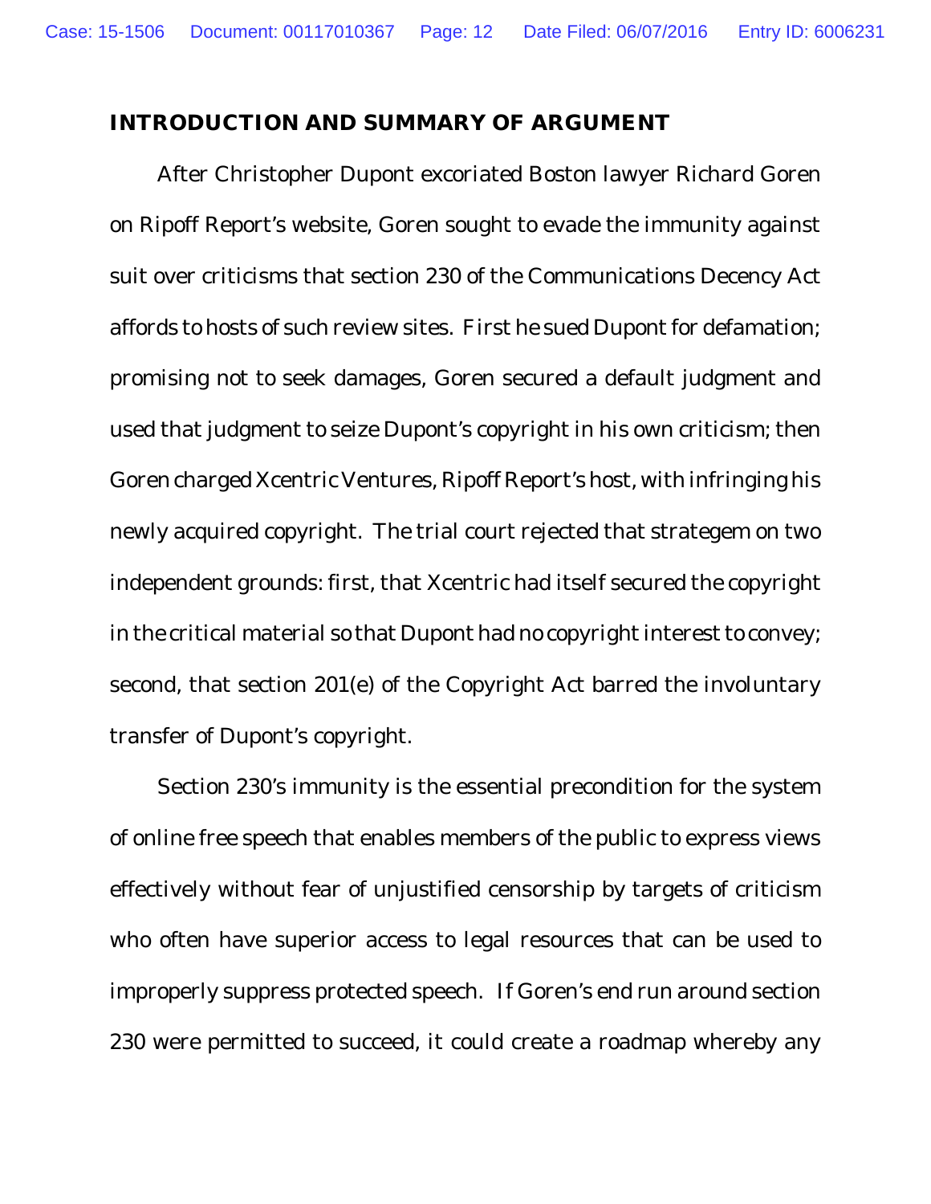## INTRODUCTION AND SUMMARY OF ARGUMENT

After Christopher Dupont excoriated Boston lawyer Richard Goren on Ripoff Report's website, Goren sought to evade the immunity against suit over criticisms that section 230 of the Communications Decency Act affords to hosts of such review sites. First he sued Dupont for defamation; promising not to seek damages, Goren secured a default judgment and used that judgment to seize Dupont's copyright in his own criticism; then Goren charged Xcentric Ventures, Ripoff Report's host, with infringing his newly acquired copyright. The trial court rejected that strategem on two independent grounds: first, that Xcentric had itself secured the copyright in the critical material so that Dupont had no copyright interest to convey; second, that section 201(e) of the Copyright Act barred the involuntary transfer of Dupont's copyright.

Section 230's immunity is the essential precondition for the system of online free speech that enables members of the public to express views effectively without fear of unjustified censorship by targets of criticism who often have superior access to legal resources that can be used to improperly suppress protected speech. If Goren's end run around section 230 were permitted to succeed, it could create a roadmap whereby any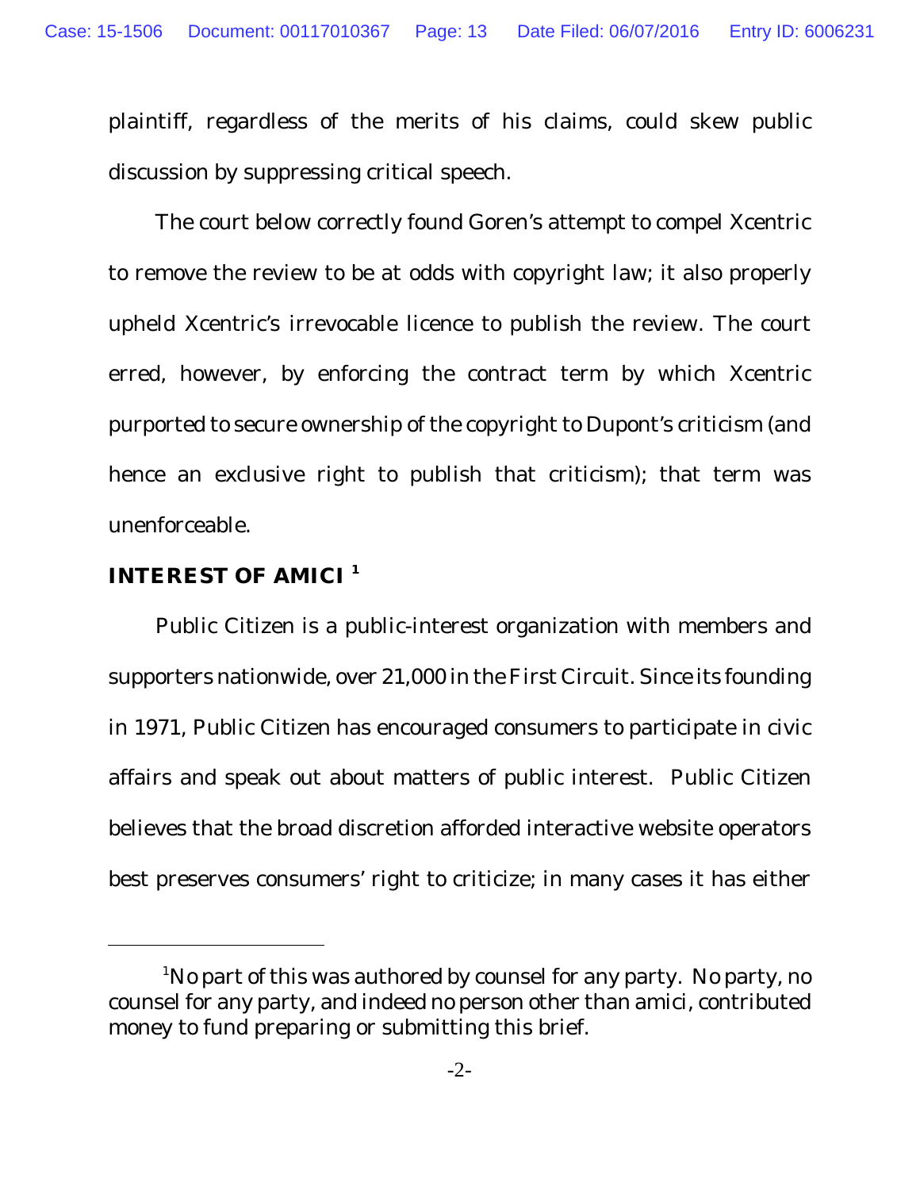plaintiff, regardless of the merits of his claims, could skew public discussion by suppressing critical speech.

The court below correctly found Goren's attempt to compel Xcentric to remove the review to be at odds with copyright law; it also properly upheld Xcentric's irrevocable licence to publish the review. The court erred, however, by enforcing the contract term by which Xcentric purported to secure ownership of the copyright to Dupont's criticism (and hence an exclusive right to publish that criticism); that term was unenforceable.

## INTEREST OF AMICI [1]

Public Citizen is a public-interest organization with members and supporters nationwide, over 21,000 in the First Circuit. Since its founding in 1971, Public Citizen has encouraged consumers to participate in civic affairs and speak out about matters of public interest. Public Citizen believes that the broad discretion afforded interactive website operators best preserves consumers' right to criticize; in many cases it has either

---

[1] No part of this was authored by counsel for any party. No party, no counsel for any party, and indeed no person other than amici, contributed money to fund preparing or submitting this brief.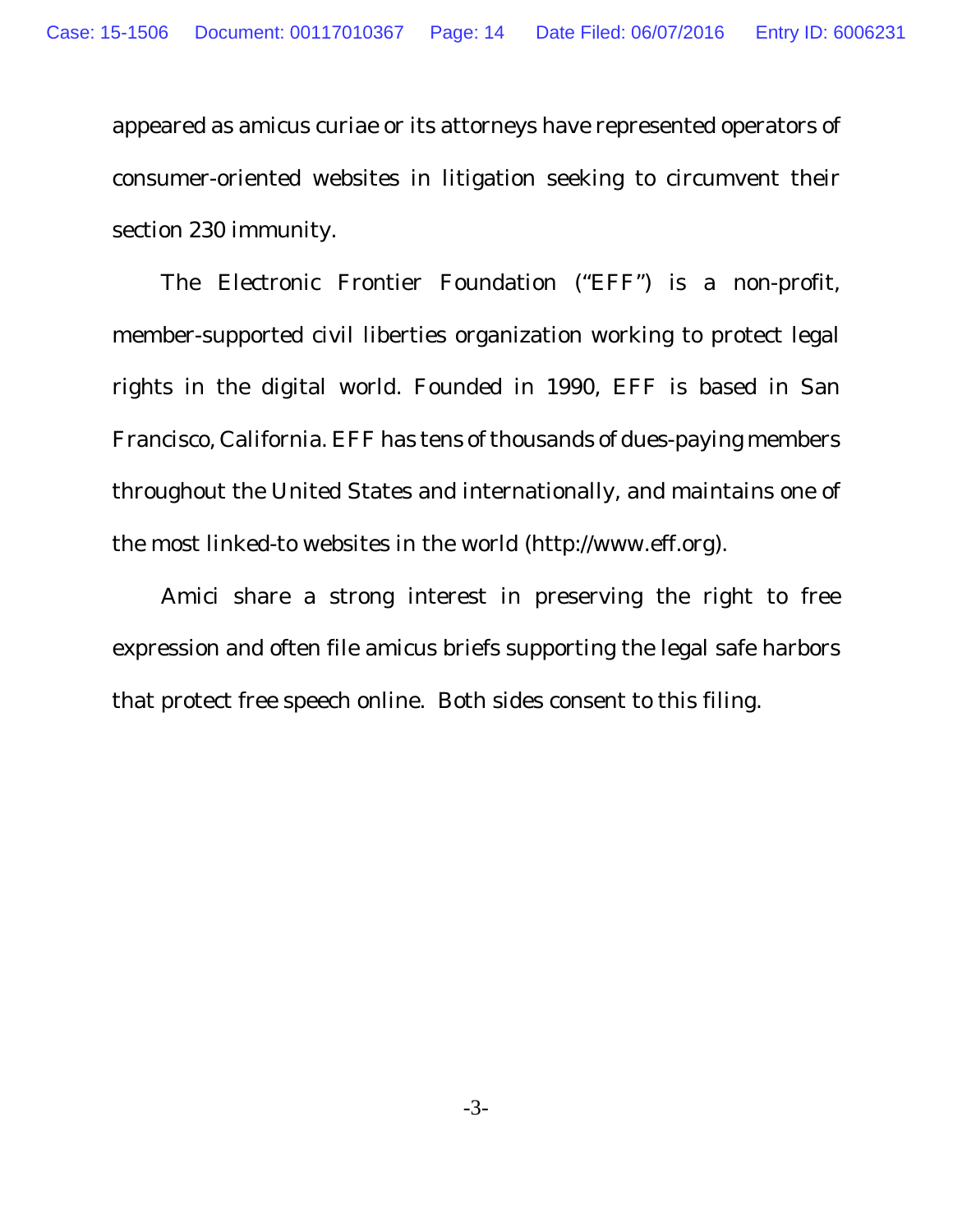appeared as amicus curiae or its attorneys have represented operators of consumer-oriented websites in litigation seeking to circumvent their section 230 immunity.

The Electronic Frontier Foundation ("EFF") is a non-profit, member-supported civil liberties organization working to protect legal rights in the digital world. Founded in 1990, EFF is based in San Francisco, California. EFF has tens of thousands of dues-paying members throughout the United States and internationally, and maintains one of the most linked-to websites in the world (http://www.eff.org).

Amici share a strong interest in preserving the right to free expression and often file amicus briefs supporting the legal safe harbors that protect free speech online. Both sides consent to this filing.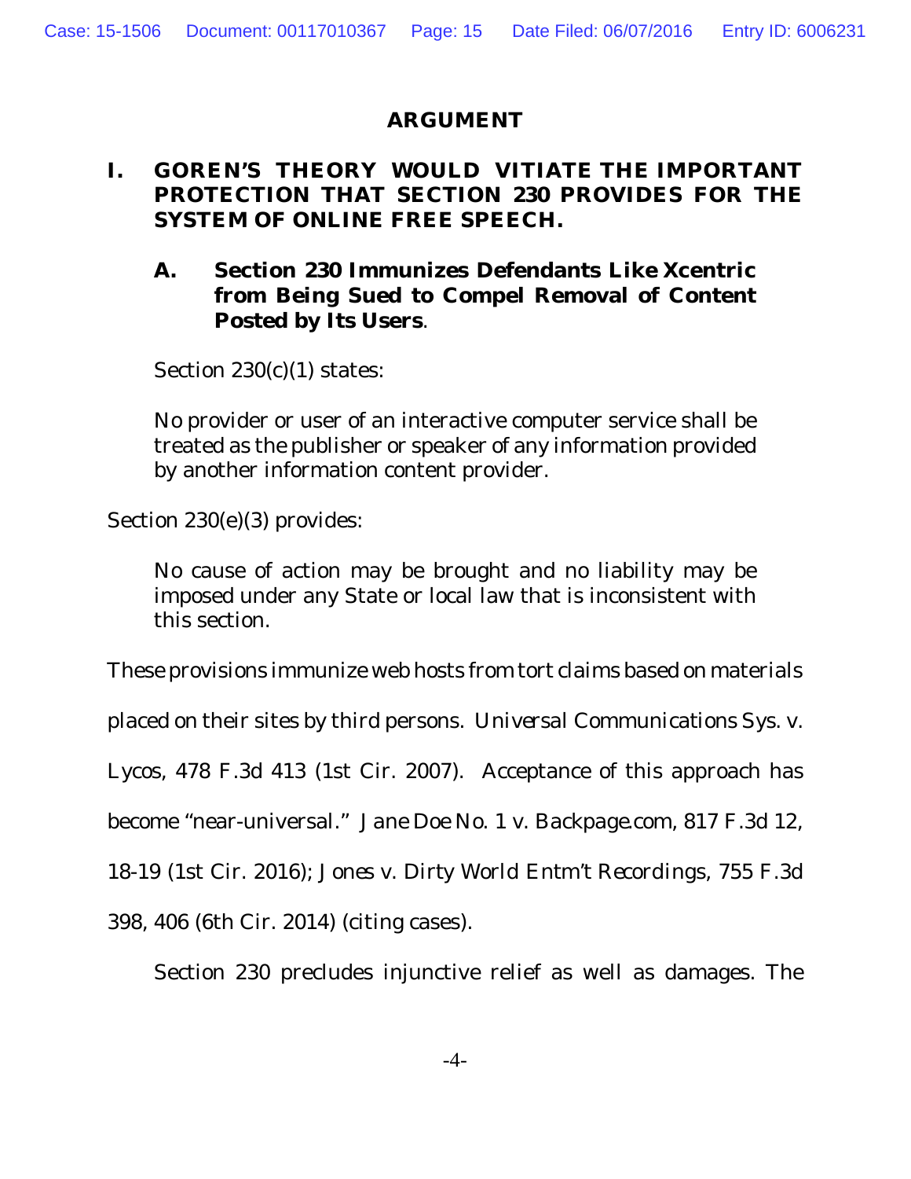# ARGUMENT

## I. GOREN'S THEORY WOULD VITIATE THE IMPORTANT PROTECTION THAT SECTION 230 PROVIDES FOR THE SYSTEM OF ONLINE FREE SPEECH.

### A. Section 230 Immunizes Defendants Like Xcentric from Being Sued to Compel Removal of Content Posted by Its Users.

Section 230(c)(1) states:

> No provider or user of an interactive computer service shall be treated as the publisher or speaker of any information provided by another information content provider.

Section 230(e)(3) provides:

> No cause of action may be brought and no liability may be imposed under any State or local law that is inconsistent with this section.

These provisions immunize web hosts from tort claims based on materials placed on their sites by third persons. *Universal Communications Sys. v. Lycos*, 478 F.3d 413 (1st Cir. 2007). Acceptance of this approach has become "near-universal." *Jane Doe No. 1 v. Backpage.com*, 817 F.3d 12, 18-19 (1st Cir. 2016); *Jones v. Dirty World Entm't Recordings*, 755 F.3d 398, 406 (6th Cir. 2014) (citing cases).

Section 230 precludes injunctive relief as well as damages. The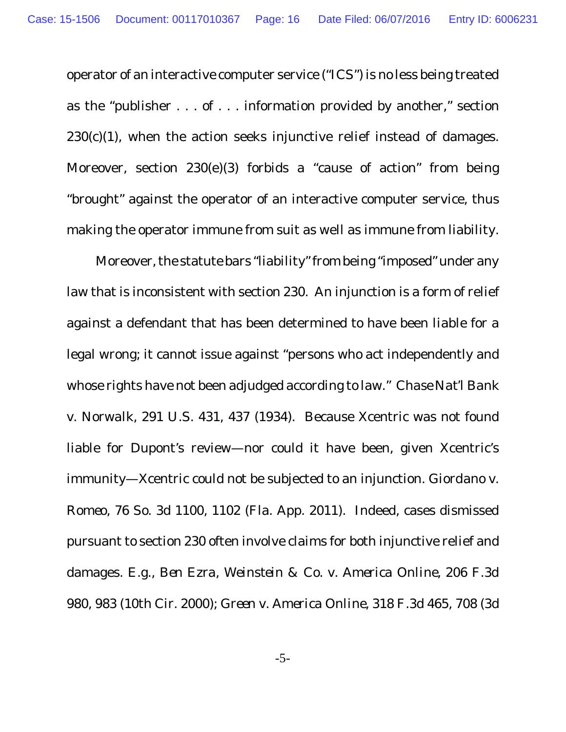operator of an interactive computer service ("ICS") is no less being treated as the "publisher . . . of . . . information provided by another," section 230(c)(1), when the action seeks injunctive relief instead of damages. Moreover, section 230(e)(3) forbids a "cause of action" from being "brought" against the operator of an interactive computer service, thus making the operator immune from suit as well as immune from liability.

Moreover, the statute bars "liability" from being "imposed" under any law that is inconsistent with section 230. An injunction is a form of relief against a defendant that has been determined to have been liable for a legal wrong; it cannot issue against "persons who act independently and whose rights have not been adjudged according to law." *Chase Nat'l Bank v. Norwalk*, 291 U.S. 431, 437 (1934). Because Xcentric was not found liable for Dupont's review—nor could it have been, given Xcentric's immunity—Xcentric could not be subjected to an injunction. *Giordano v. Romeo*, 76 So. 3d 1100, 1102 (Fla. App. 2011). Indeed, cases dismissed pursuant to section 230 often involve claims for both injunctive relief and damages. *E.g.*, *Ben Ezra, Weinstein & Co. v. America Online*, 206 F.3d 980, 983 (10th Cir. 2000); *Green v. America Online*, 318 F.3d 465, 708 (3d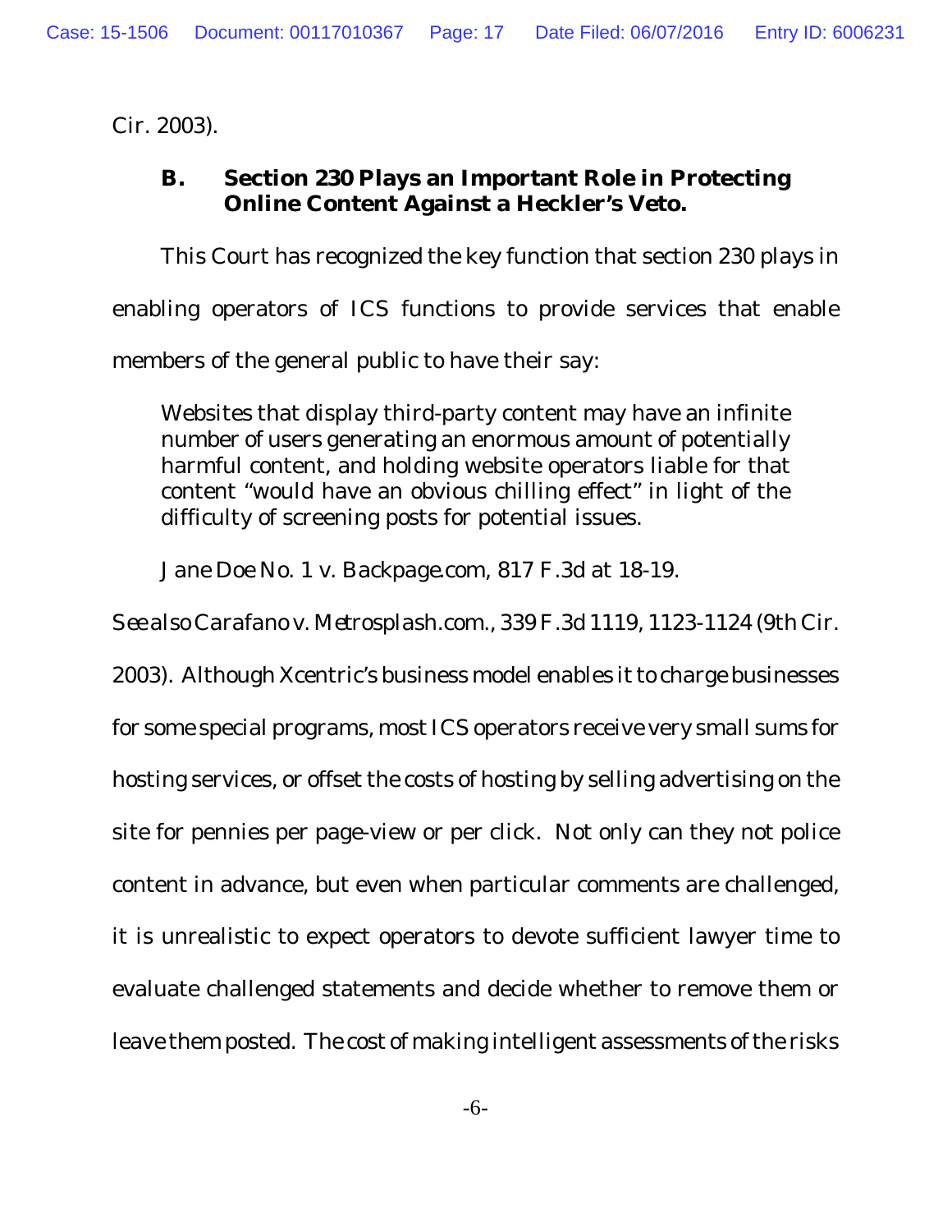Cir. 2003).

### B. Section 230 Plays an Important Role in Protecting Online Content Against a Heckler's Veto.

This Court has recognized the key function that section 230 plays in enabling operators of ICS functions to provide services that enable members of the general public to have their say:

> Websites that display third-party content may have an infinite number of users generating an enormous amount of potentially harmful content, and holding website operators liable for that content "would have an obvious chilling effect" in light of the difficulty of screening posts for potential issues.

*Jane Doe No. 1 v. Backpage.com*, 817 F.3d at 18-19.

*See also Carafano v. Metrosplash.com.*, 339 F.3d 1119, 1123-1124 (9th Cir. 2003). Although Xcentric's business model enables it to charge businesses for some special programs, most ICS operators receive very small sums for hosting services, or offset the costs of hosting by selling advertising on the site for pennies per page-view or per click. Not only can they not police content in advance, but even when particular comments are challenged, it is unrealistic to expect operators to devote sufficient lawyer time to evaluate challenged statements and decide whether to remove them or leave them posted. The cost of making intelligent assessments of the risks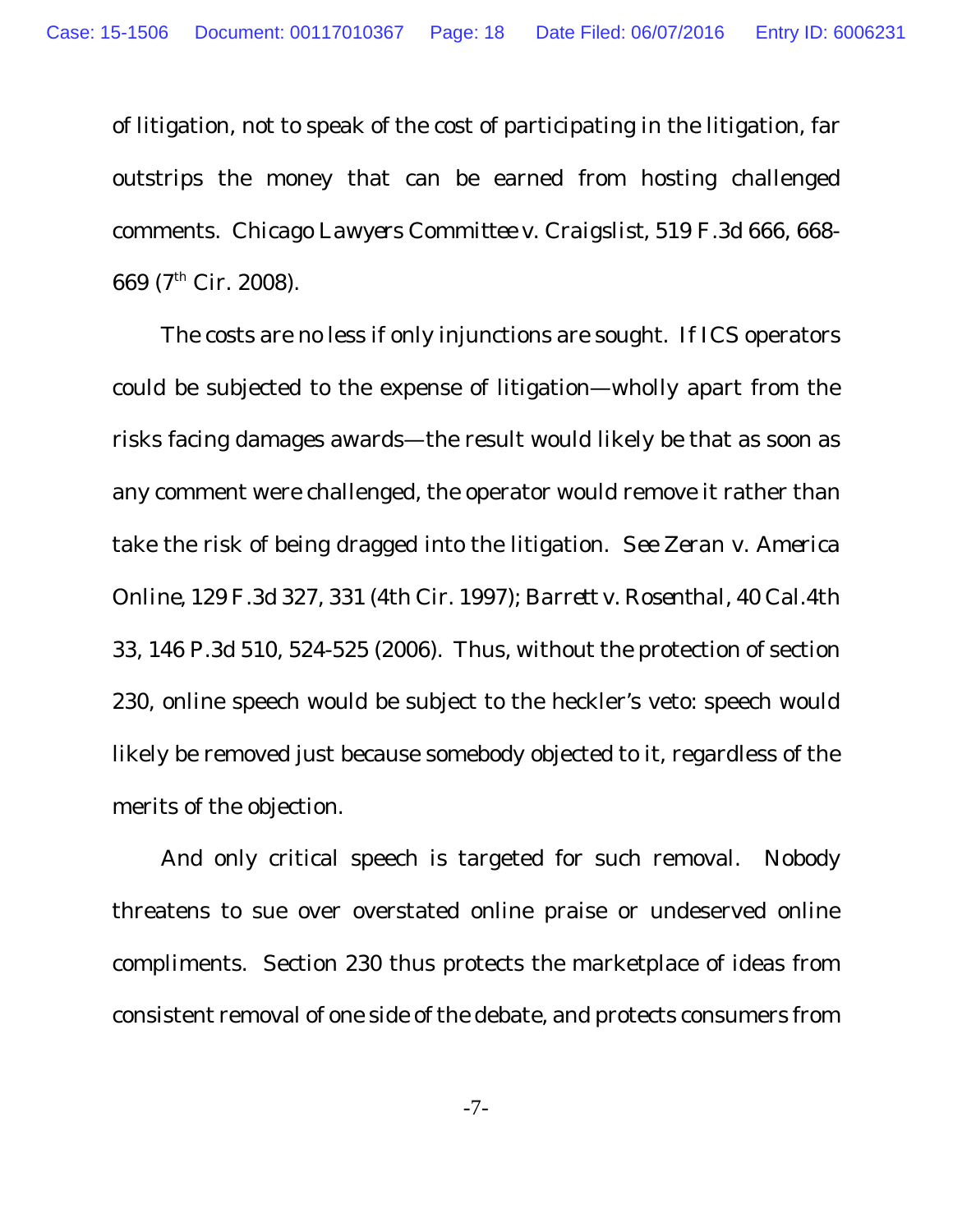of litigation, not to speak of the cost of participating in the litigation, far outstrips the money that can be earned from hosting challenged comments. *Chicago Lawyers Committee v. Craigslist*, 519 F.3d 666, 668-669 ($7^{th}$ Cir. 2008).

The costs are no less if only injunctions are sought. If ICS operators could be subjected to the expense of litigation—wholly apart from the risks facing damages awards—the result would likely be that as soon as any comment were challenged, the operator would remove it rather than take the risk of being dragged into the litigation. *See Zeran v. America Online*, 129 F.3d 327, 331 (4th Cir. 1997); *Barrett v. Rosenthal*, 40 Cal.4th 33, 146 P.3d 510, 524-525 (2006). Thus, without the protection of section 230, online speech would be subject to the heckler's veto: speech would likely be removed just because somebody objected to it, regardless of the merits of the objection.

And only critical speech is targeted for such removal. Nobody threatens to sue over overstated online praise or undeserved online compliments. Section 230 thus protects the marketplace of ideas from consistent removal of one side of the debate, and protects consumers from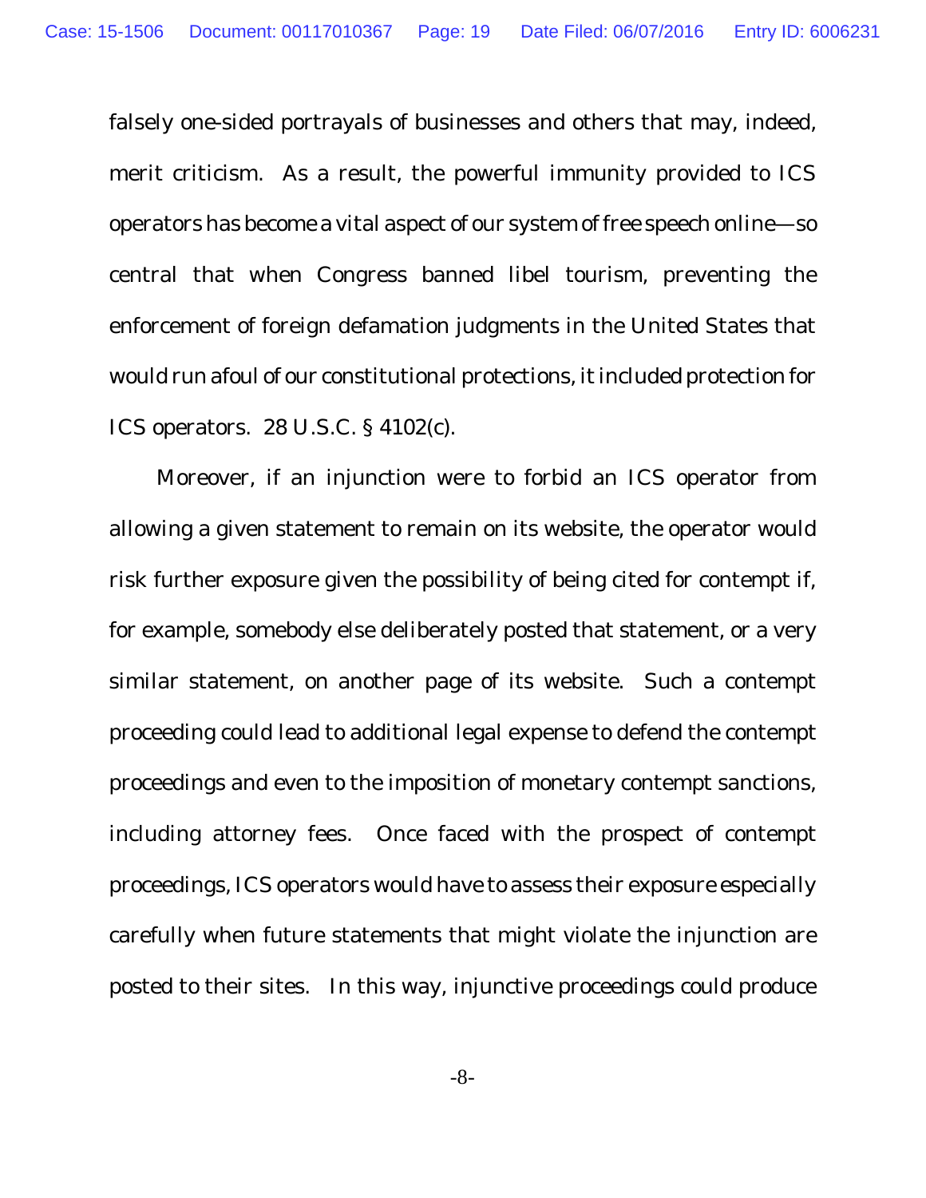falsely one-sided portrayals of businesses and others that may, indeed, merit criticism. As a result, the powerful immunity provided to ICS operators has become a vital aspect of our system of free speech online—so central that when Congress banned libel tourism, preventing the enforcement of foreign defamation judgments in the United States that would run afoul of our constitutional protections, it included protection for ICS operators. 28 U.S.C. § 4102(c).

Moreover, if an injunction were to forbid an ICS operator from allowing a given statement to remain on its website, the operator would risk further exposure given the possibility of being cited for contempt if, for example, somebody else deliberately posted that statement, or a very similar statement, on another page of its website. Such a contempt proceeding could lead to additional legal expense to defend the contempt proceedings and even to the imposition of monetary contempt sanctions, including attorney fees. Once faced with the prospect of contempt proceedings, ICS operators would have to assess their exposure especially carefully when future statements that might violate the injunction are posted to their sites. In this way, injunctive proceedings could produce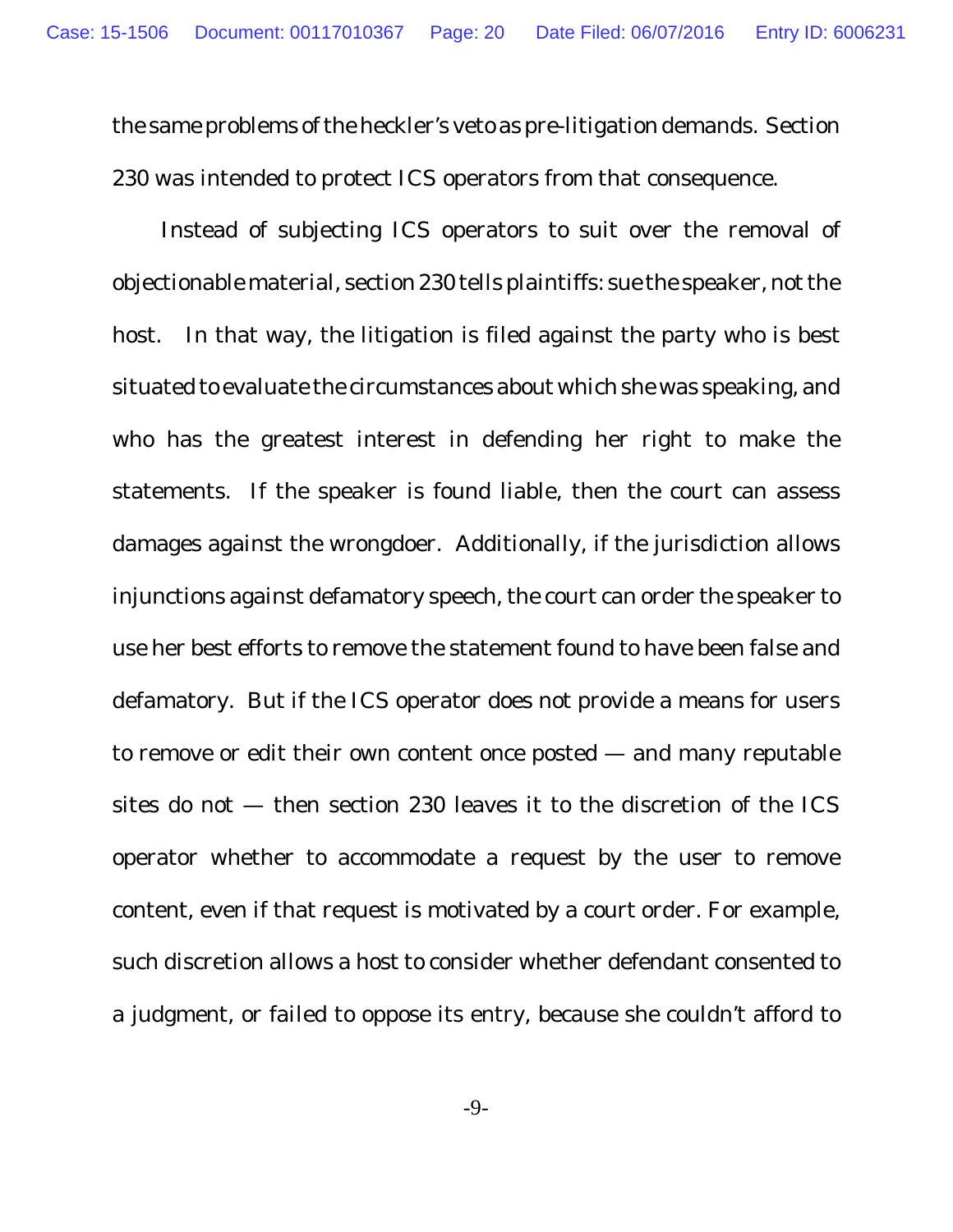the same problems of the heckler's veto as pre-litigation demands. Section 230 was intended to protect ICS operators from that consequence.

Instead of subjecting ICS operators to suit over the removal of objectionable material, section 230 tells plaintiffs: sue the speaker, not the host. In that way, the litigation is filed against the party who is best situated to evaluate the circumstances about which she was speaking, and who has the greatest interest in defending her right to make the statements. If the speaker is found liable, then the court can assess damages against the wrongdoer. Additionally, if the jurisdiction allows injunctions against defamatory speech, the court can order the speaker to use her best efforts to remove the statement found to have been false and defamatory. But if the ICS operator does not provide a means for users to remove or edit their own content once posted — and many reputable sites do not — then section 230 leaves it to the discretion of the ICS operator whether to accommodate a request by the user to remove content, even if that request is motivated by a court order. For example, such discretion allows a host to consider whether defendant consented to a judgment, or failed to oppose its entry, because she couldn't afford to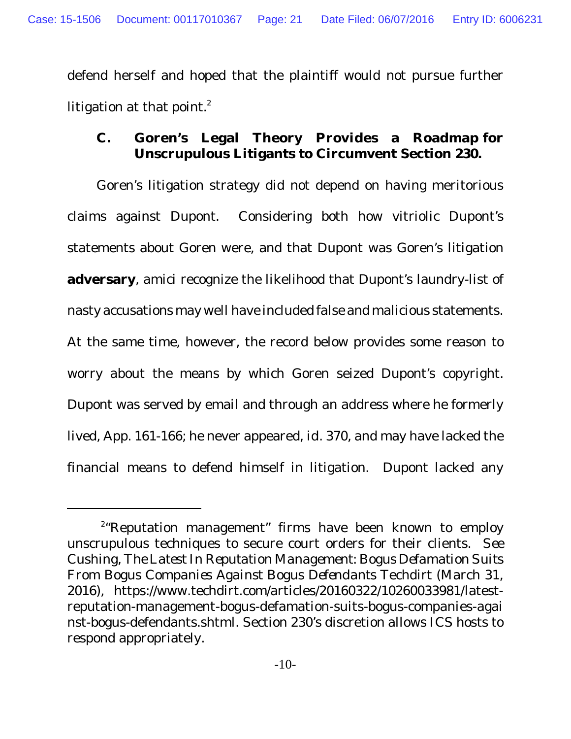defend herself and hoped that the plaintiff would not pursue further litigation at that point.[2]

### C. Goren's Legal Theory Provides a Roadmap for Unscrupulous Litigants to Circumvent Section 230.

Goren's litigation strategy did not depend on having meritorious claims against Dupont. Considering both how vitriolic Dupont's statements about Goren were, and that Dupont was Goren's litigation **adversary**, amici recognize the likelihood that Dupont's laundry-list of nasty accusations may well have included false and malicious statements. At the same time, however, the record below provides some reason to worry about the means by which Goren seized Dupont's copyright. Dupont was served by email and through an address where he formerly lived, App. 161-166; he never appeared, *id.* 370, and may have lacked the financial means to defend himself in litigation. Dupont lacked any

---

[2] "Reputation management" firms have been known to employ unscrupulous techniques to secure court orders for their clients. *See* Cushing, *The Latest In Reputation Management: Bogus Defamation Suits From Bogus Companies Against Bogus Defendants* Techdirt (March 31, 2016), https://www.techdirt.com/articles/20160322/10260033981/latest-reputation-management-bogus-defamation-suits-bogus-companies-against-bogus-defendants.shtml. Section 230's discretion allows ICS hosts to respond appropriately.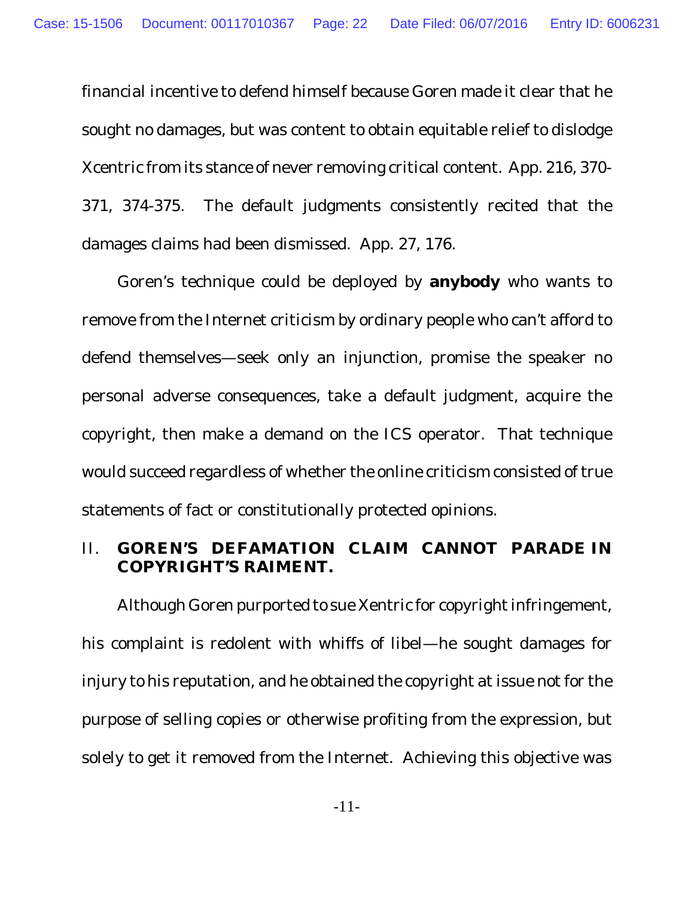financial incentive to defend himself because Goren made it clear that he sought no damages, but was content to obtain equitable relief to dislodge Xcentric from its stance of never removing critical content. App. 216, 370-371, 374-375. The default judgments consistently recited that the damages claims had been dismissed. App. 27, 176.

Goren's technique could be deployed by **anybody** who wants to remove from the Internet criticism by ordinary people who can't afford to defend themselves—seek only an injunction, promise the speaker no personal adverse consequences, take a default judgment, acquire the copyright, then make a demand on the ICS operator. That technique would succeed regardless of whether the online criticism consisted of true statements of fact or constitutionally protected opinions.

## II. GOREN'S DEFAMATION CLAIM CANNOT PARADE IN COPYRIGHT'S RAIMENT.

Although Goren purported to sue Xentric for copyright infringement, his complaint is redolent with whiffs of libel—he sought damages for injury to his reputation, and he obtained the copyright at issue not for the purpose of selling copies or otherwise profiting from the expression, but solely to get it removed from the Internet. Achieving this objective was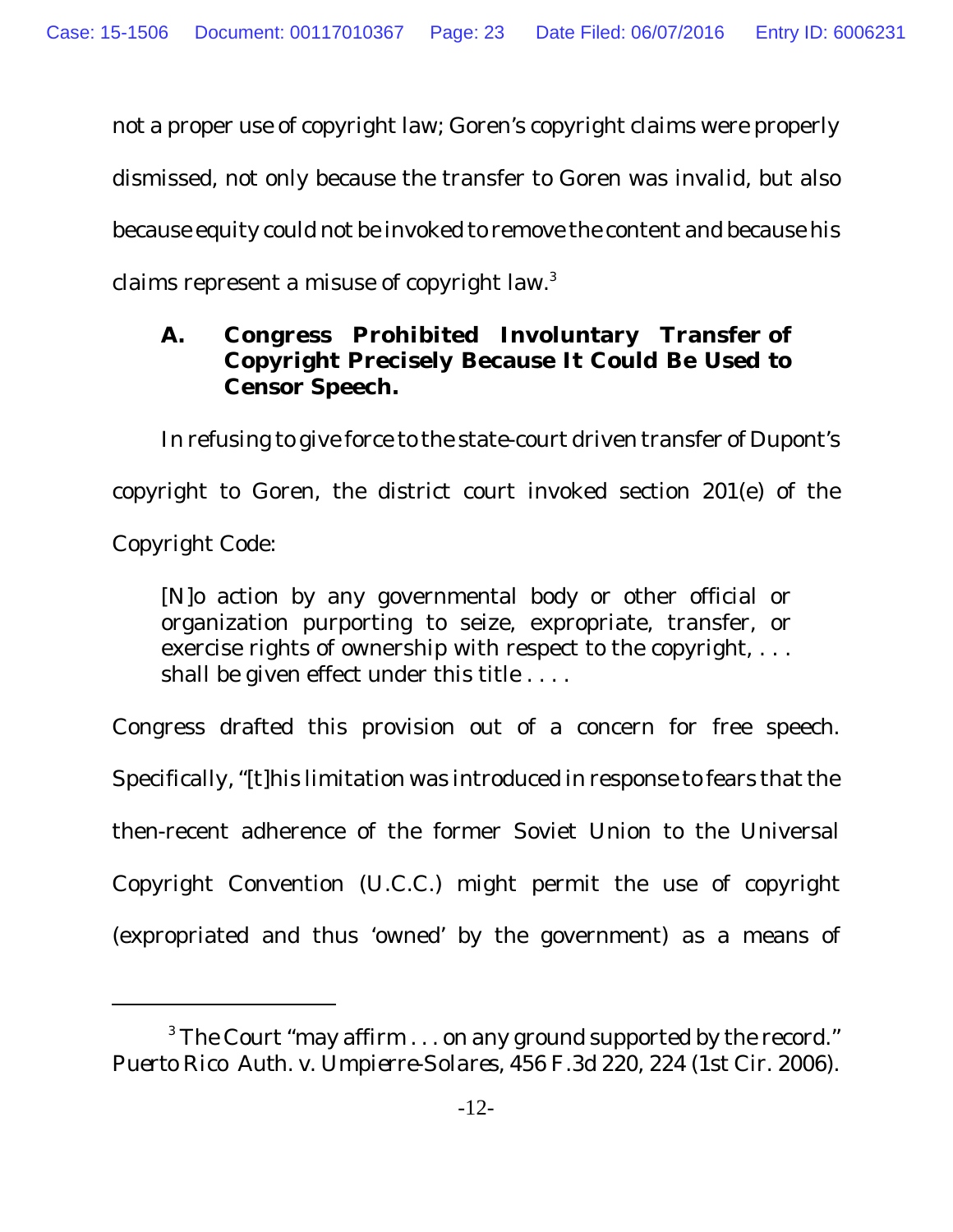not a proper use of copyright law; Goren's copyright claims were properly dismissed, not only because the transfer to Goren was invalid, but also because equity could not be invoked to remove the content and because his claims represent a misuse of copyright law.[3]

### A. Congress Prohibited Involuntary Transfer of Copyright Precisely Because It Could Be Used to Censor Speech.

In refusing to give force to the state-court driven transfer of Dupont's copyright to Goren, the district court invoked section 201(e) of the Copyright Code:

> [N]o action by any governmental body or other official or organization purporting to seize, expropriate, transfer, or exercise rights of ownership with respect to the copyright, . . . shall be given effect under this title . . . .

Congress drafted this provision out of a concern for free speech. Specifically, "[t]his limitation was introduced in response to fears that the then-recent adherence of the former Soviet Union to the Universal Copyright Convention (U.C.C.) might permit the use of copyright (expropriated and thus 'owned' by the government) as a means of

---

[3] The Court "may affirm . . . on any ground supported by the record." *Puerto Rico Auth. v. Umpierre-Solares*, 456 F.3d 220, 224 (1st Cir. 2006).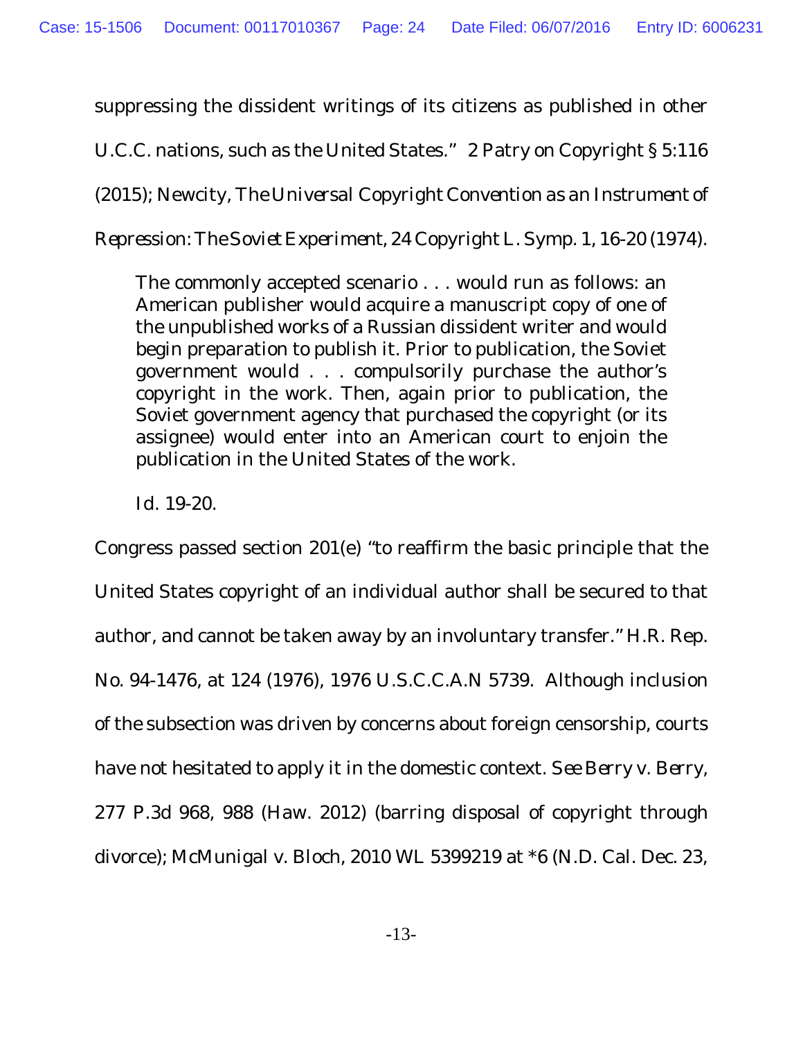suppressing the dissident writings of its citizens as published in other U.C.C. nations, such as the United States." 2 Patry on Copyright § 5:116 (2015); Newcity, *The Universal Copyright Convention as an Instrument of Repression: The Soviet Experiment*, 24 Copyright L. Symp. 1, 16-20 (1974).

> The commonly accepted scenario . . . would run as follows: an American publisher would acquire a manuscript copy of one of the unpublished works of a Russian dissident writer and would begin preparation to publish it. Prior to publication, the Soviet government would . . . compulsorily purchase the author's copyright in the work. Then, again prior to publication, the Soviet government agency that purchased the copyright (or its assignee) would enter into an American court to enjoin the publication in the United States of the work.
>
> *Id.* 19-20.

Congress passed section 201(e) "to reaffirm the basic principle that the United States copyright of an individual author shall be secured to that author, and cannot be taken away by an involuntary transfer." H.R. Rep. No. 94-1476, at 124 (1976), 1976 U.S.C.C.A.N 5739. Although inclusion of the subsection was driven by concerns about foreign censorship, courts have not hesitated to apply it in the domestic context. *See Berry v. Berry*, 277 P.3d 968, 988 (Haw. 2012) (barring disposal of copyright through divorce); McMunigal v. Bloch, 2010 WL 5399219 at *6 (N.D. Cal. Dec. 23,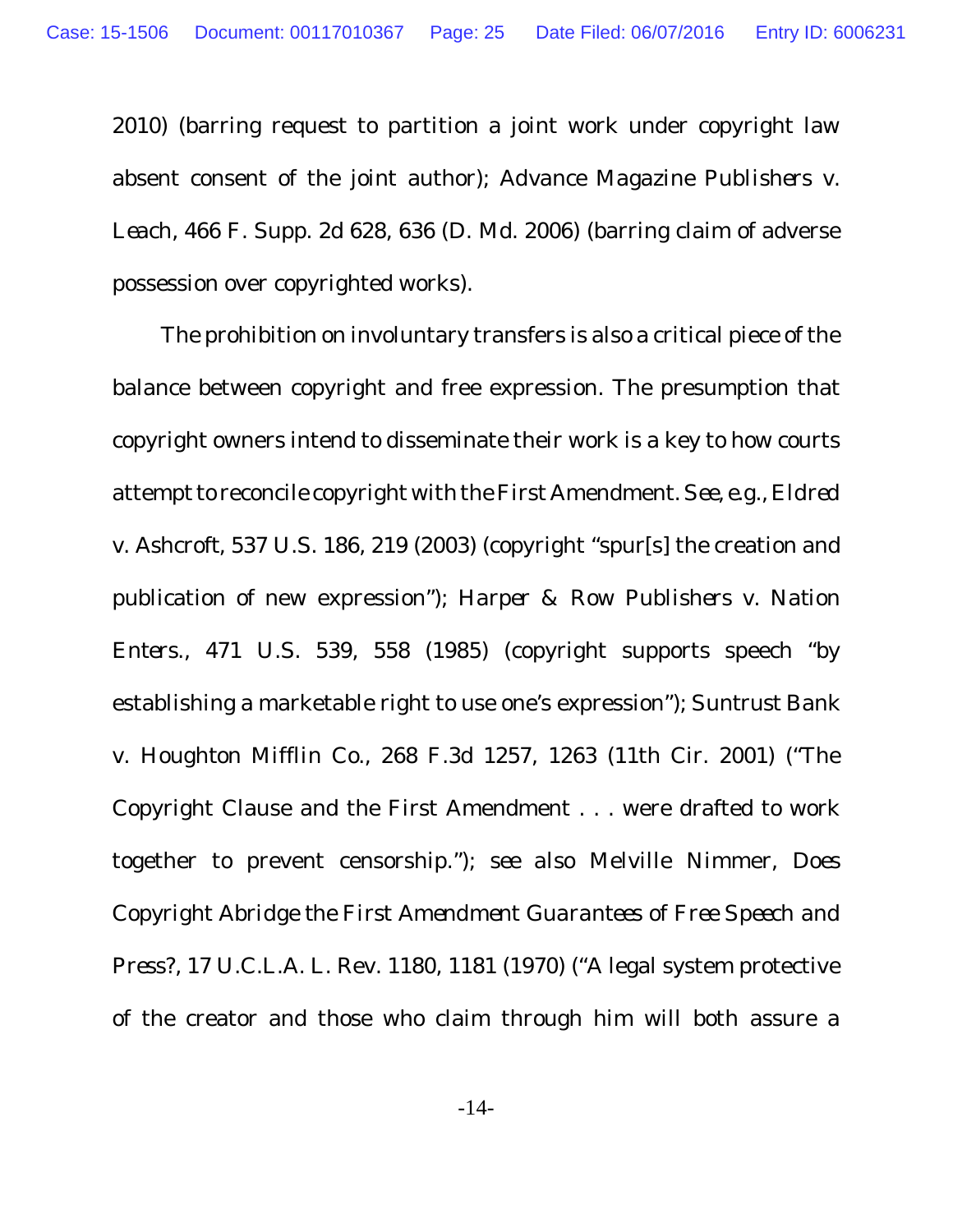2010) (barring request to partition a joint work under copyright law absent consent of the joint author); *Advance Magazine Publishers v. Leach*, 466 F. Supp. 2d 628, 636 (D. Md. 2006) (barring claim of adverse possession over copyrighted works).

The prohibition on involuntary transfers is also a critical piece of the balance between copyright and free expression. The presumption that copyright owners intend to disseminate their work is a key to how courts attempt to reconcile copyright with the First Amendment. *See, e.g.*, *Eldred v. Ashcroft*, 537 U.S. 186, 219 (2003) (copyright "spur[s] the creation and publication of new expression"); *Harper & Row Publishers v. Nation Enters.*, 471 U.S. 539, 558 (1985) (copyright supports speech "by establishing a marketable right to use one's expression"); *Suntrust Bank v. Houghton Mifflin Co.*, 268 F.3d 1257, 1263 (11th Cir. 2001) ("The Copyright Clause and the First Amendment . . . were drafted to work together to prevent censorship."); *see also* Melville Nimmer, *Does Copyright Abridge the First Amendment Guarantees of Free Speech and Press?*, 17 U.C.L.A. L. Rev. 1180, 1181 (1970) ("A legal system protective of the creator and those who claim through him will both assure a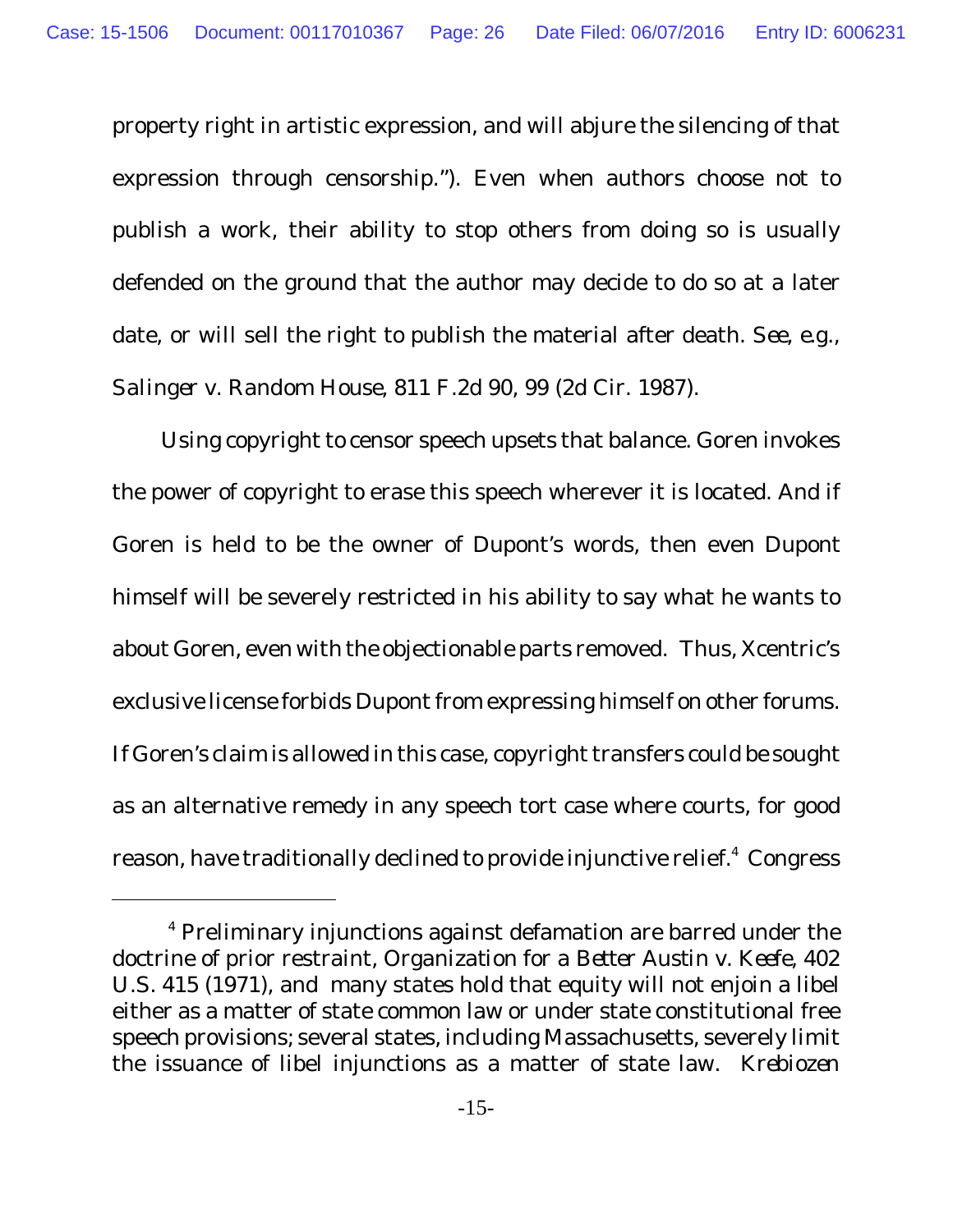property right in artistic expression, and will abjure the silencing of that expression through censorship."). Even when authors choose not to publish a work, their ability to stop others from doing so is usually defended on the ground that the author may decide to do so at a later date, or will sell the right to publish the material after death. *See, e.g.*, *Salinger v. Random House*, 811 F.2d 90, 99 (2d Cir. 1987).

Using copyright to censor speech upsets that balance. Goren invokes the power of copyright to erase this speech wherever it is located. And if Goren is held to be the owner of Dupont's words, then even Dupont himself will be severely restricted in his ability to say what he wants to about Goren, even with the objectionable parts removed. Thus, Xcentric's exclusive license forbids Dupont from expressing himself on other forums. If Goren's claim is allowed in this case, copyright transfers could be sought as an alternative remedy in any speech tort case where courts, for good reason, have traditionally declined to provide injunctive relief.[4] Congress

---

[4] Preliminary injunctions against defamation are barred under the doctrine of prior restraint, *Organization for a Better Austin v. Keefe*, 402 U.S. 415 (1971), and many states hold that equity will not enjoin a libel either as a matter of state common law or under state constitutional free speech provisions; several states, including Massachusetts, severely limit the issuance of libel injunctions as a matter of state law. *Krebiozen*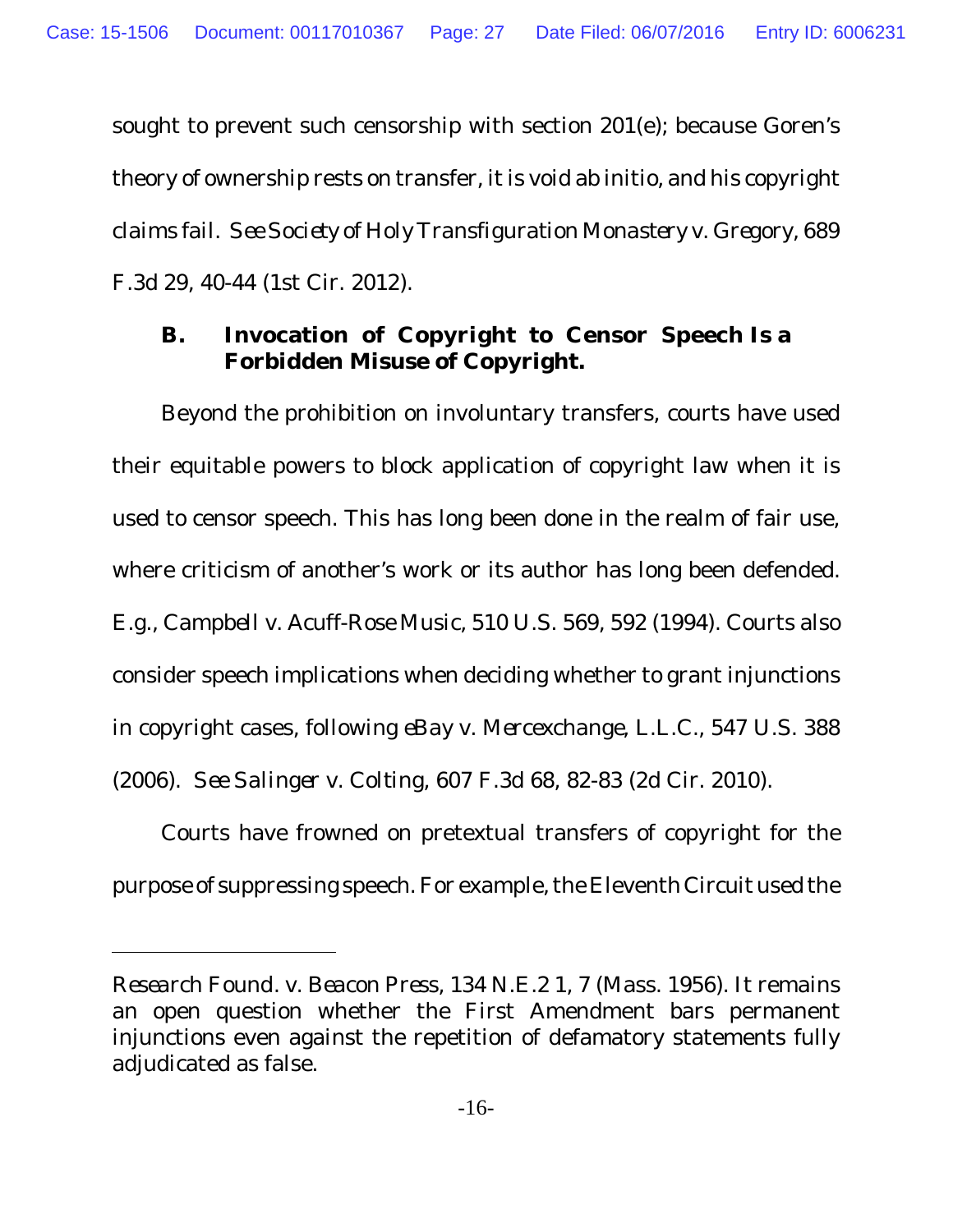sought to prevent such censorship with section 201(e); because Goren's theory of ownership rests on transfer, it is void ab initio, and his copyright claims fail. *See Society of Holy Transfiguration Monastery v. Gregory*, 689 F.3d 29, 40-44 (1st Cir. 2012).

### B. Invocation of Copyright to Censor Speech Is a Forbidden Misuse of Copyright.

Beyond the prohibition on involuntary transfers, courts have used their equitable powers to block application of copyright law when it is used to censor speech. This has long been done in the realm of fair use, where criticism of another's work or its author has long been defended. *E.g.*, *Campbell v. Acuff-Rose Music*, 510 U.S. 569, 592 (1994). Courts also consider speech implications when deciding whether to grant injunctions in copyright cases, following *eBay v. Mercexchange, L.L.C.*, 547 U.S. 388 (2006). *See Salinger v. Colting*, 607 F.3d 68, 82-83 (2d Cir. 2010).

Courts have frowned on pretextual transfers of copyright for the purpose of suppressing speech. For example, the Eleventh Circuit used the

---

*Research Found. v. Beacon Press*, 134 N.E.2 1, 7 (Mass. 1956). It remains an open question whether the First Amendment bars permanent injunctions even against the repetition of defamatory statements fully adjudicated as false.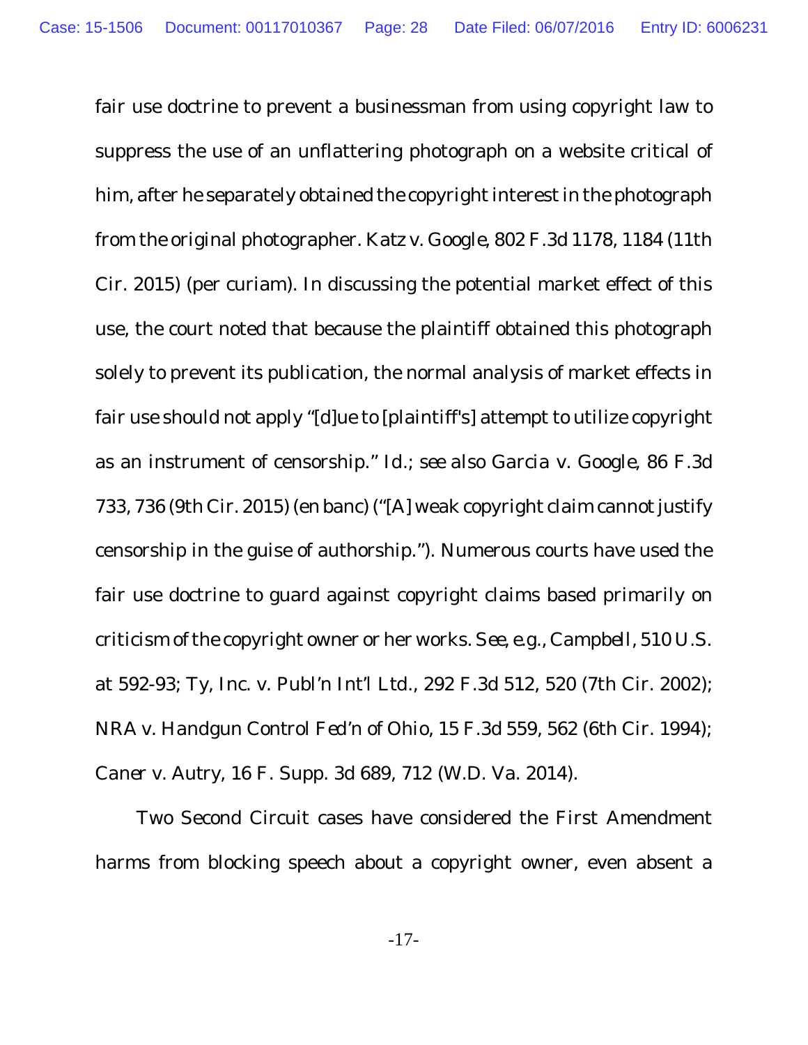fair use doctrine to prevent a businessman from using copyright law to suppress the use of an unflattering photograph on a website critical of him, after he separately obtained the copyright interest in the photograph from the original photographer. *Katz v. Google*, 802 F.3d 1178, 1184 (11th Cir. 2015) (per curiam). In discussing the potential market effect of this use, the court noted that because the plaintiff obtained this photograph solely to prevent its publication, the normal analysis of market effects in fair use should not apply "[d]ue to [plaintiff's] attempt to utilize copyright as an instrument of censorship." *Id.*; *see also Garcia v. Google*, 86 F.3d 733, 736 (9th Cir. 2015) (en banc) ("[A] weak copyright claim cannot justify censorship in the guise of authorship."). Numerous courts have used the fair use doctrine to guard against copyright claims based primarily on criticism of the copyright owner or her works. *See, e.g.*, *Campbell*, 510 U.S. at 592-93; *Ty, Inc. v. Publ'n Int'l Ltd.*, 292 F.3d 512, 520 (7th Cir. 2002); *NRA v. Handgun Control Fed'n of Ohio*, 15 F.3d 559, 562 (6th Cir. 1994); *Caner v. Autry*, 16 F. Supp. 3d 689, 712 (W.D. Va. 2014).

Two Second Circuit cases have considered the First Amendment harms from blocking speech about a copyright owner, even absent a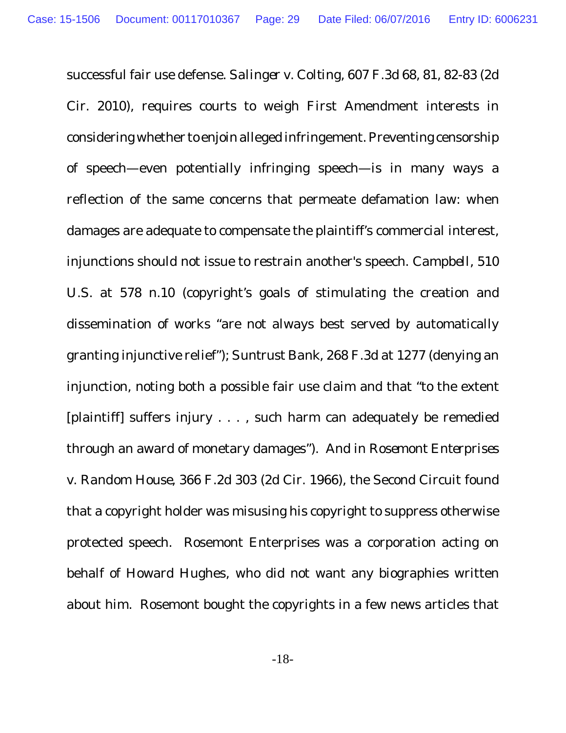successful fair use defense. *Salinger v. Colting*, 607 F.3d 68, 81, 82-83 (2d Cir. 2010), requires courts to weigh First Amendment interests in considering whether to enjoin alleged infringement. Preventing censorship of speech—even potentially infringing speech—is in many ways a reflection of the same concerns that permeate defamation law: when damages are adequate to compensate the plaintiff's commercial interest, injunctions should not issue to restrain another's speech. *Campbell*, 510 U.S. at 578 n.10 (copyright's goals of stimulating the creation and dissemination of works "are not always best served by automatically granting injunctive relief"); *Suntrust Bank*, 268 F.3d at 1277 (denying an injunction, noting both a possible fair use claim and that "to the extent [plaintiff] suffers injury . . . , such harm can adequately be remedied through an award of monetary damages"). And in *Rosemont Enterprises v. Random House*, 366 F.2d 303 (2d Cir. 1966), the Second Circuit found that a copyright holder was misusing his copyright to suppress otherwise protected speech. Rosemont Enterprises was a corporation acting on behalf of Howard Hughes, who did not want any biographies written about him. Rosemont bought the copyrights in a few news articles that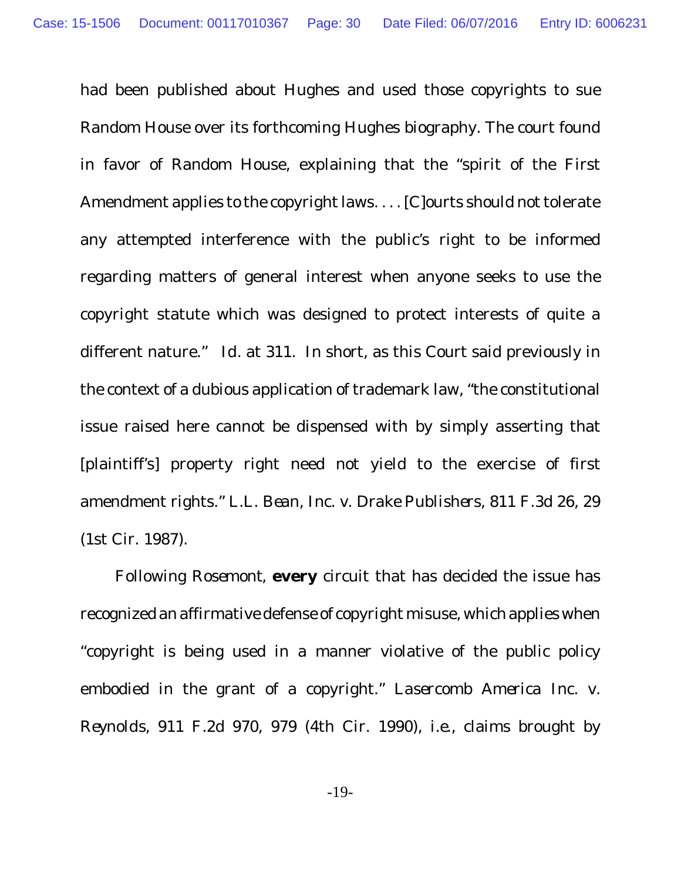had been published about Hughes and used those copyrights to sue Random House over its forthcoming Hughes biography. The court found in favor of Random House, explaining that the "spirit of the First Amendment applies to the copyright laws. . . . [C]ourts should not tolerate any attempted interference with the public's right to be informed regarding matters of general interest when anyone seeks to use the copyright statute which was designed to protect interests of quite a different nature." *Id.* at 311. In short, as this Court said previously in the context of a dubious application of trademark law, "the constitutional issue raised here cannot be dispensed with by simply asserting that [plaintiff's] property right need not yield to the exercise of first amendment rights." *L.L. Bean, Inc. v. Drake Publishers*, 811 F.3d 26, 29 (1st Cir. 1987).

Following *Rosemont*, **every** circuit that has decided the issue has recognized an affirmative defense of copyright misuse, which applies when "copyright is being used in a manner violative of the public policy embodied in the grant of a copyright." *Lasercomb America Inc. v. Reynolds*, 911 F.2d 970, 979 (4th Cir. 1990), *i.e.*, claims brought by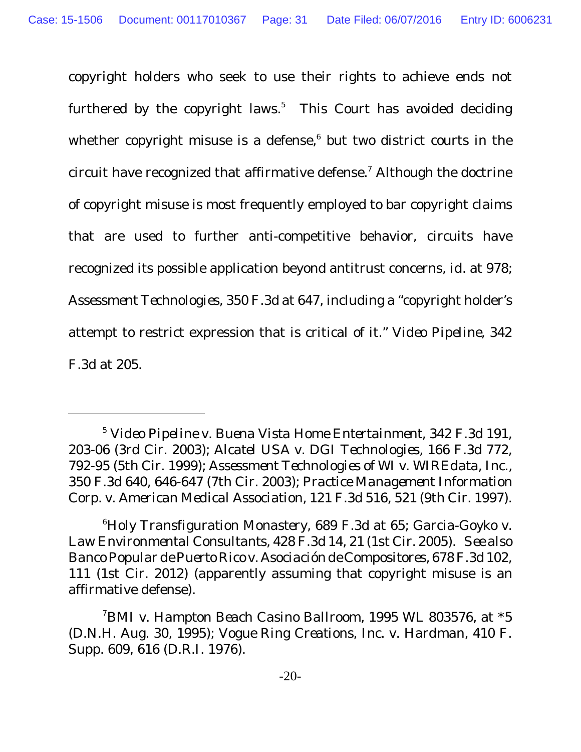copyright holders who seek to use their rights to achieve ends not furthered by the copyright laws.[5] This Court has avoided deciding whether copyright misuse is a defense,[6] but two district courts in the circuit have recognized that affirmative defense.[7] Although the doctrine of copyright misuse is most frequently employed to bar copyright claims that are used to further anti-competitive behavior, circuits have recognized its possible application beyond antitrust concerns, *id.* at 978; *Assessment Technologies*, 350 F.3d at 647, including a "copyright holder's attempt to restrict expression that is critical of it." *Video Pipeline*, 342 F.3d at 205.

---

[5] *Video Pipeline v. Buena Vista Home Entertainment*, 342 F.3d 191, 203-06 (3rd Cir. 2003); *Alcatel USA v. DGI Technologies*, 166 F.3d 772, 792-95 (5th Cir. 1999); *Assessment Technologies of WI v. WIREdata, Inc.*, 350 F.3d 640, 646-647 (7th Cir. 2003); *Practice Management Information Corp. v. American Medical Association*, 121 F.3d 516, 521 (9th Cir. 1997).

[6] *Holy Transfiguration Monastery*, 689 F.3d at 65; *Garcia-Goyko v. Law Environmental Consultants*, 428 F.3d 14, 21 (1st Cir. 2005). *See also* *Banco Popular de Puerto Rico v. Asociación de Compositores*, 678 F.3d 102, 111 (1st Cir. 2012) (apparently assuming that copyright misuse is an affirmative defense).

[7] *BMI v. Hampton Beach Casino Ballroom*, 1995 WL 803576, at *5 (D.N.H. Aug. 30, 1995); *Vogue Ring Creations, Inc. v. Hardman*, 410 F. Supp. 609, 616 (D.R.I. 1976).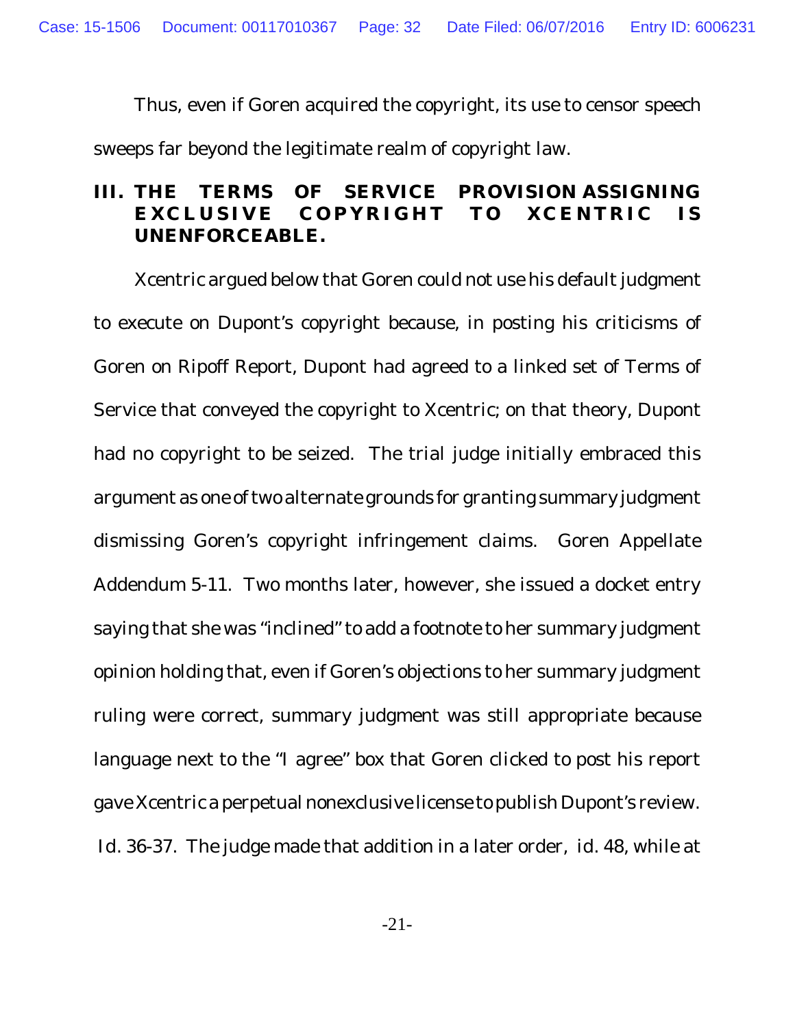Thus, even if Goren acquired the copyright, its use to censor speech sweeps far beyond the legitimate realm of copyright law.

## III. THE TERMS OF SERVICE PROVISION ASSIGNING EXCLUSIVE COPYRIGHT TO XCENTRIC IS UNENFORCEABLE.

Xcentric argued below that Goren could not use his default judgment to execute on Dupont's copyright because, in posting his criticisms of Goren on Ripoff Report, Dupont had agreed to a linked set of Terms of Service that conveyed the copyright to Xcentric; on that theory, Dupont had no copyright to be seized. The trial judge initially embraced this argument as one of two alternate grounds for granting summary judgment dismissing Goren's copyright infringement claims. Goren Appellate Addendum 5-11. Two months later, however, she issued a docket entry saying that she was "inclined" to add a footnote to her summary judgment opinion holding that, even if Goren's objections to her summary judgment ruling were correct, summary judgment was still appropriate because language next to the "I agree" box that Goren clicked to post his report gave Xcentric a perpetual nonexclusive license to publish Dupont's review. *Id.* 36-37. The judge made that addition in a later order, *id.* 48, while at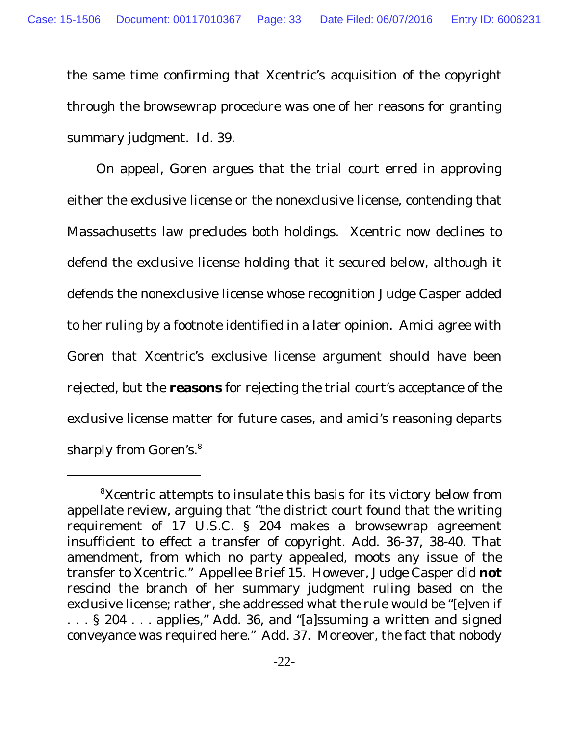the same time confirming that Xcentric's acquisition of the copyright through the browsewrap procedure was one of her reasons for granting summary judgment. *Id.* 39.

On appeal, Goren argues that the trial court erred in approving either the exclusive license or the nonexclusive license, contending that Massachusetts law precludes both holdings. Xcentric now declines to defend the exclusive license holding that it secured below, although it defends the nonexclusive license whose recognition Judge Casper added to her ruling by a footnote identified in a later opinion. Amici agree with Goren that Xcentric's exclusive license argument should have been rejected, but the **reasons** for rejecting the trial court's acceptance of the exclusive license matter for future cases, and amici's reasoning departs sharply from Goren's.[8]

---

[8]Xcentric attempts to insulate this basis for its victory below from appellate review, arguing that "the district court found that the writing requirement of 17 U.S.C. § 204 makes a browsewrap agreement insufficient to effect a transfer of copyright. Add. 36-37, 38-40. That amendment, from which no party appealed, moots any issue of the transfer to Xcentric." Appellee Brief 15. However, Judge Casper did **not** rescind the branch of her summary judgment ruling based on the exclusive license; rather, she addressed what the rule would be "[e]ven if . . . § 204 . . . applies," Add. 36, and "[a]ssuming a written and signed conveyance was required here." Add. 37. Moreover, the fact that nobody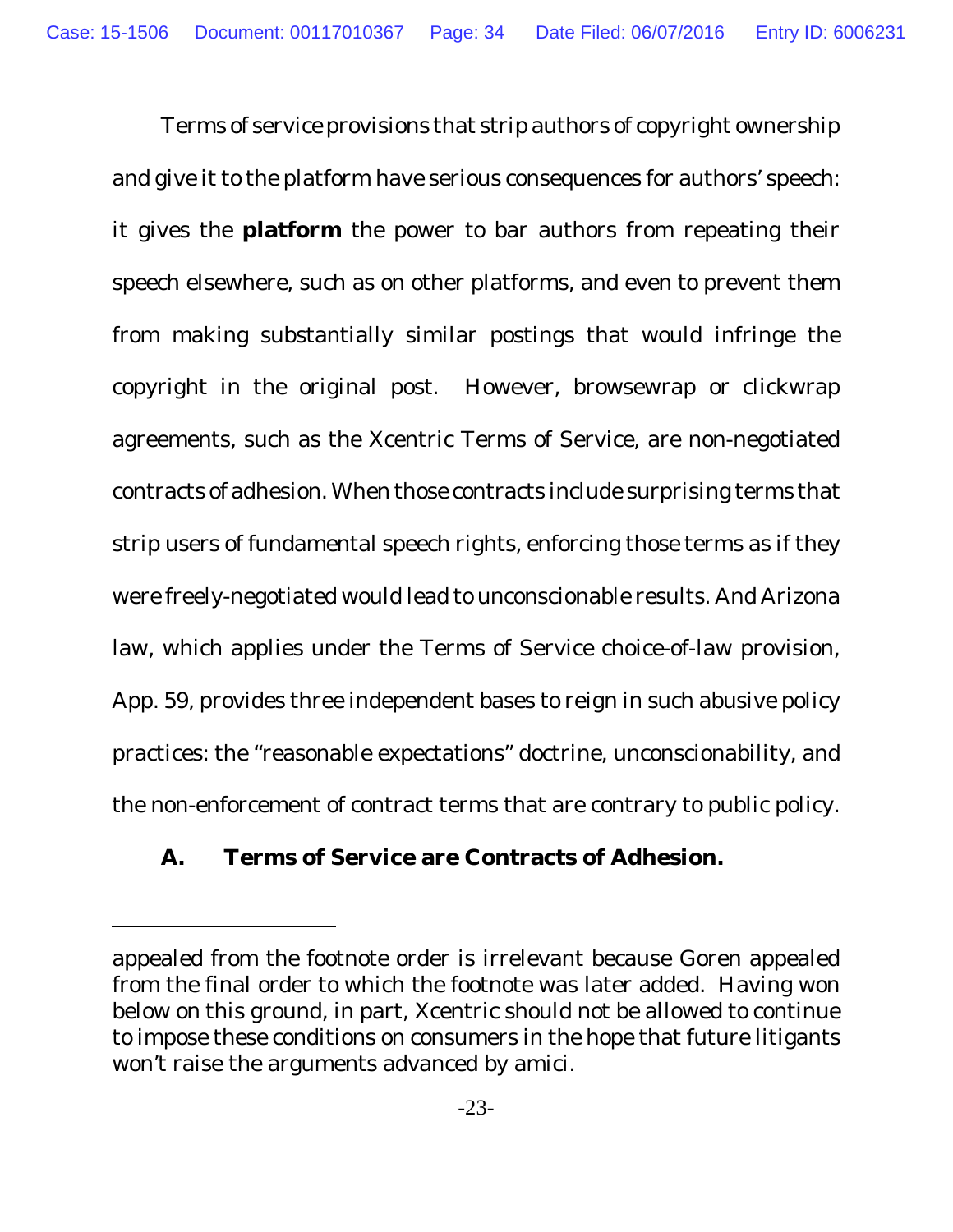Terms of service provisions that strip authors of copyright ownership and give it to the platform have serious consequences for authors' speech: it gives the **platform** the power to bar authors from repeating their speech elsewhere, such as on other platforms, and even to prevent them from making substantially similar postings that would infringe the copyright in the original post. However, browsewrap or clickwrap agreements, such as the Xcentric Terms of Service, are non-negotiated contracts of adhesion. When those contracts include surprising terms that strip users of fundamental speech rights, enforcing those terms as if they were freely-negotiated would lead to unconscionable results. And Arizona law, which applies under the Terms of Service choice-of-law provision, App. 59, provides three independent bases to reign in such abusive policy practices: the "reasonable expectations" doctrine, unconscionability, and the non-enforcement of contract terms that are contrary to public policy.

### A. Terms of Service are Contracts of Adhesion.

---

appealed from the footnote order is irrelevant because Goren appealed from the final order to which the footnote was later added. Having won below on this ground, in part, Xcentric should not be allowed to continue to impose these conditions on consumers in the hope that future litigants won't raise the arguments advanced by amici.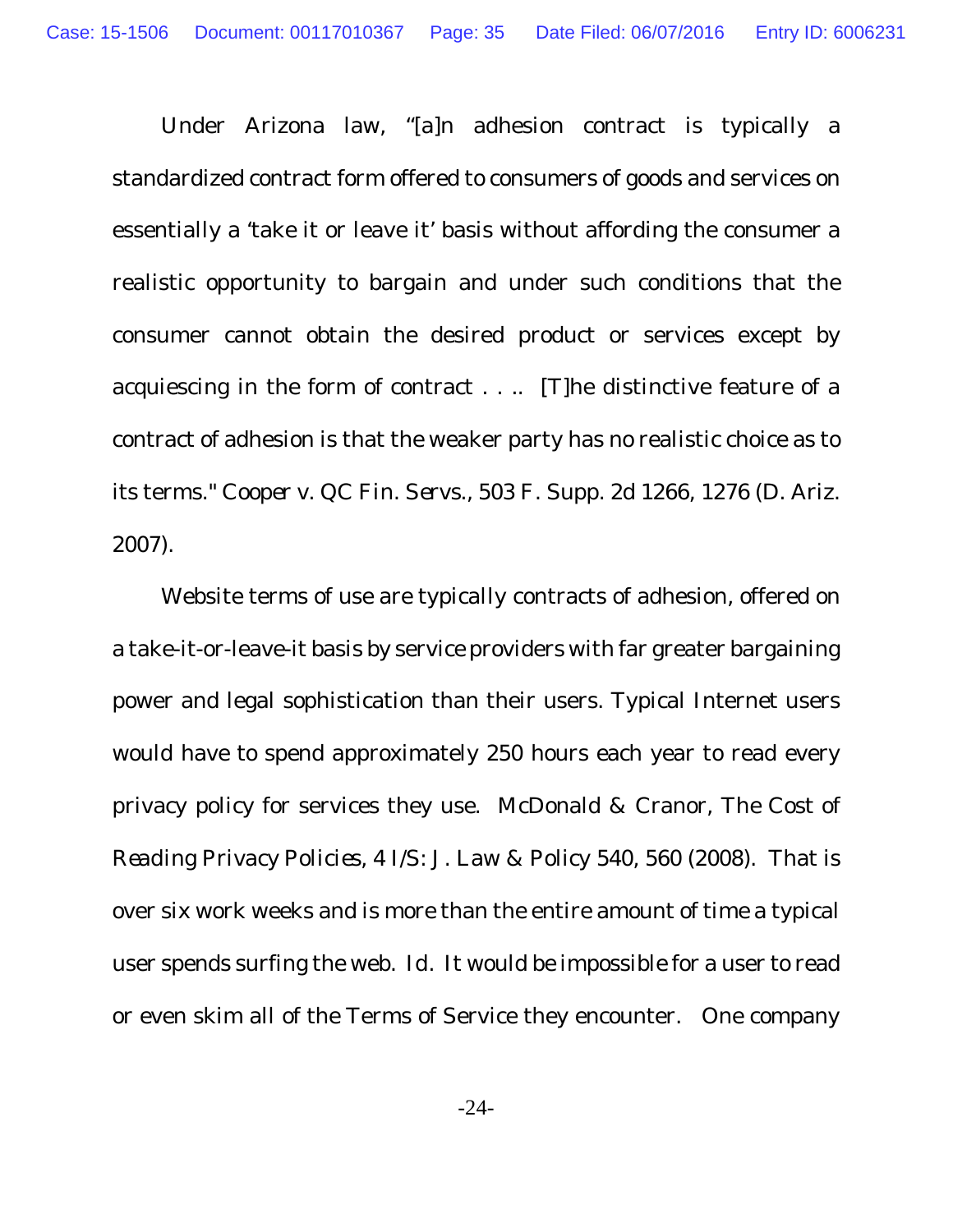Under Arizona law, "[a]n adhesion contract is typically a standardized contract form offered to consumers of goods and services on essentially a 'take it or leave it' basis without affording the consumer a realistic opportunity to bargain and under such conditions that the consumer cannot obtain the desired product or services except by acquiescing in the form of contract . . .. [T]he distinctive feature of a contract of adhesion is that the weaker party has no realistic choice as to its terms." *Cooper v. QC Fin. Servs.*, 503 F. Supp. 2d 1266, 1276 (D. Ariz. 2007).

Website terms of use are typically contracts of adhesion, offered on a take-it-or-leave-it basis by service providers with far greater bargaining power and legal sophistication than their users. Typical Internet users would have to spend approximately 250 hours each year to read every privacy policy for services they use. McDonald & Cranor, *The Cost of Reading Privacy Policies*, 4 I/S: J. Law & Policy 540, 560 (2008). That is over six work weeks and is more than the entire amount of time a typical user spends surfing the web. *Id.* It would be impossible for a user to read or even skim all of the Terms of Service they encounter. One company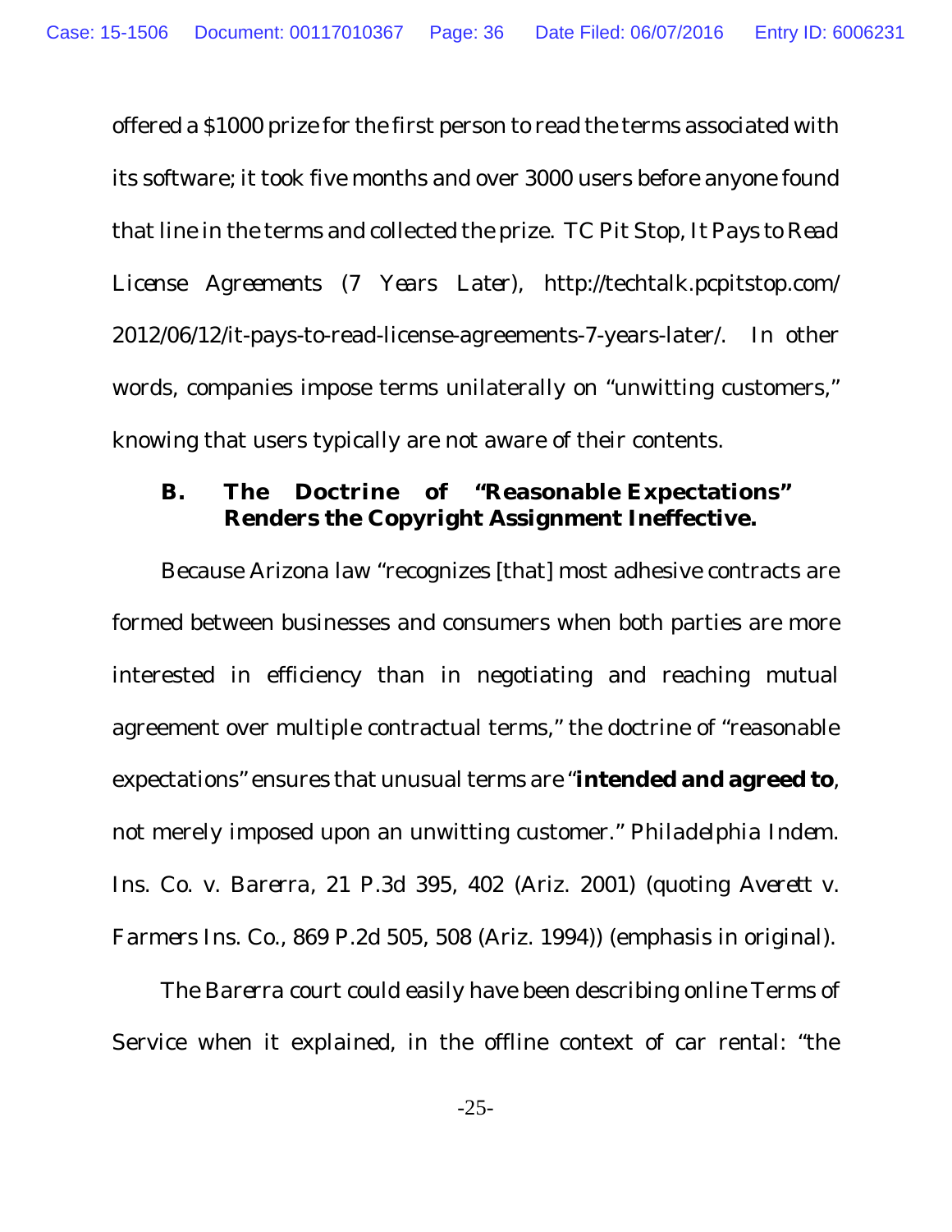offered a $1000 prize for the first person to read the terms associated with its software; it took five months and over 3000 users before anyone found that line in the terms and collected the prize. TC Pit Stop, *It Pays to Read License Agreements (7 Years Later)*, http://techtalk.pcpitstop.com/2012/06/12/it-pays-to-read-license-agreements-7-years-later/. In other words, companies impose terms unilaterally on "unwitting customers," knowing that users typically are not aware of their contents.

### B. The Doctrine of "Reasonable Expectations" Renders the Copyright Assignment Ineffective.

Because Arizona law "recognizes [that] most adhesive contracts are formed between businesses and consumers when both parties are more interested in efficiency than in negotiating and reaching mutual agreement over multiple contractual terms," the doctrine of "reasonable expectations" ensures that unusual terms are "***intended and agreed to***, not merely imposed upon an unwitting customer." *Philadelphia Indem. Ins. Co. v. Barerra*, 21 P.3d 395, 402 (Ariz. 2001) (quoting *Averett v. Farmers Ins. Co.*, 869 P.2d 505, 508 (Ariz. 1994)) (emphasis in original).

The *Barerra* court could easily have been describing online Terms of Service when it explained, in the offline context of car rental: "the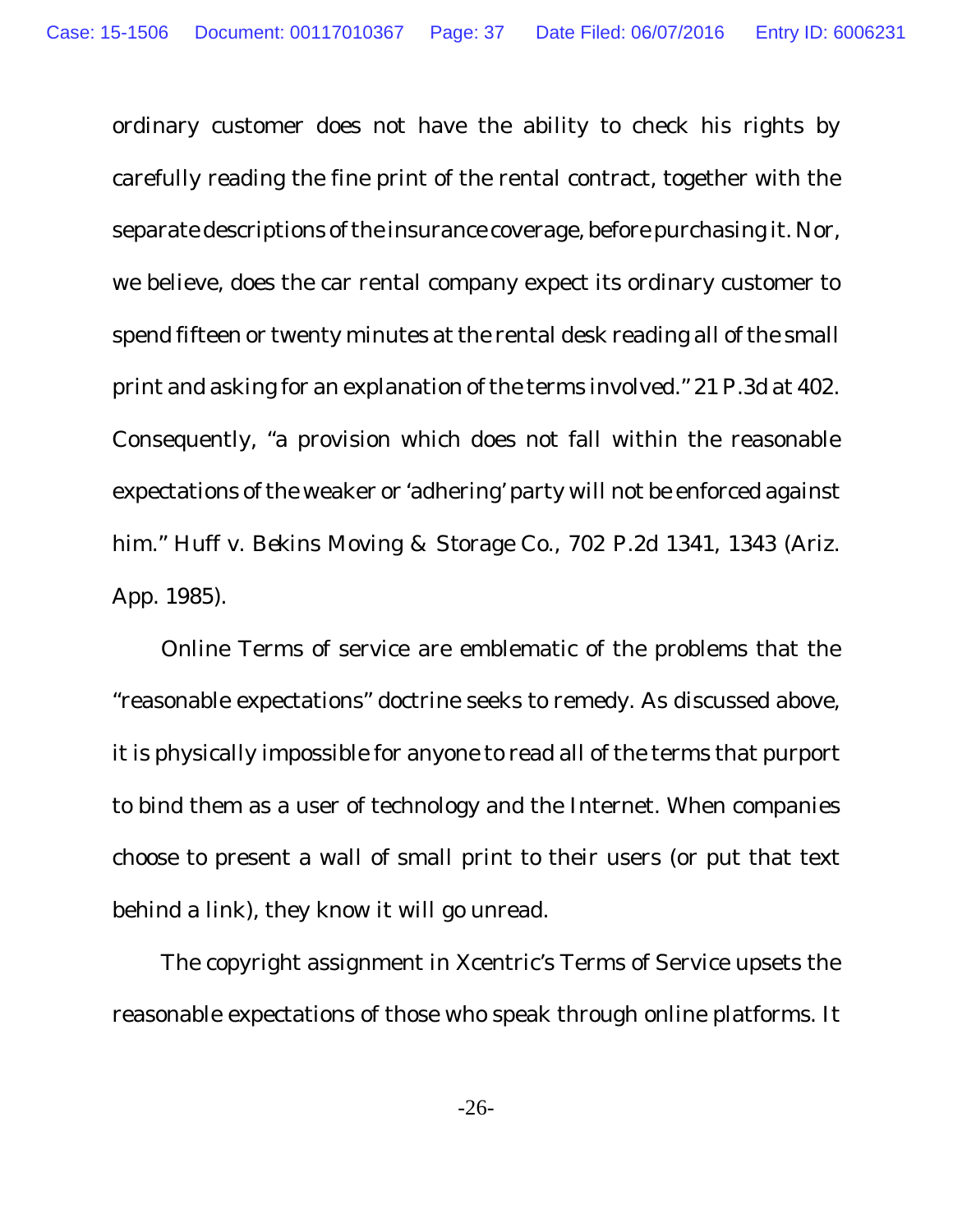ordinary customer does not have the ability to check his rights by carefully reading the fine print of the rental contract, together with the separate descriptions of the insurance coverage, before purchasing it. Nor, we believe, does the car rental company expect its ordinary customer to spend fifteen or twenty minutes at the rental desk reading all of the small print and asking for an explanation of the terms involved." 21 P.3d at 402. Consequently, "a provision which does not fall within the reasonable expectations of the weaker or 'adhering' party will not be enforced against him." *Huff v. Bekins Moving & Storage Co.*, 702 P.2d 1341, 1343 (Ariz. App. 1985).

Online Terms of service are emblematic of the problems that the "reasonable expectations" doctrine seeks to remedy. As discussed above, it is physically impossible for anyone to read all of the terms that purport to bind them as a user of technology and the Internet. When companies choose to present a wall of small print to their users (or put that text behind a link), they know it will go unread.

The copyright assignment in Xcentric's Terms of Service upsets the reasonable expectations of those who speak through online platforms. It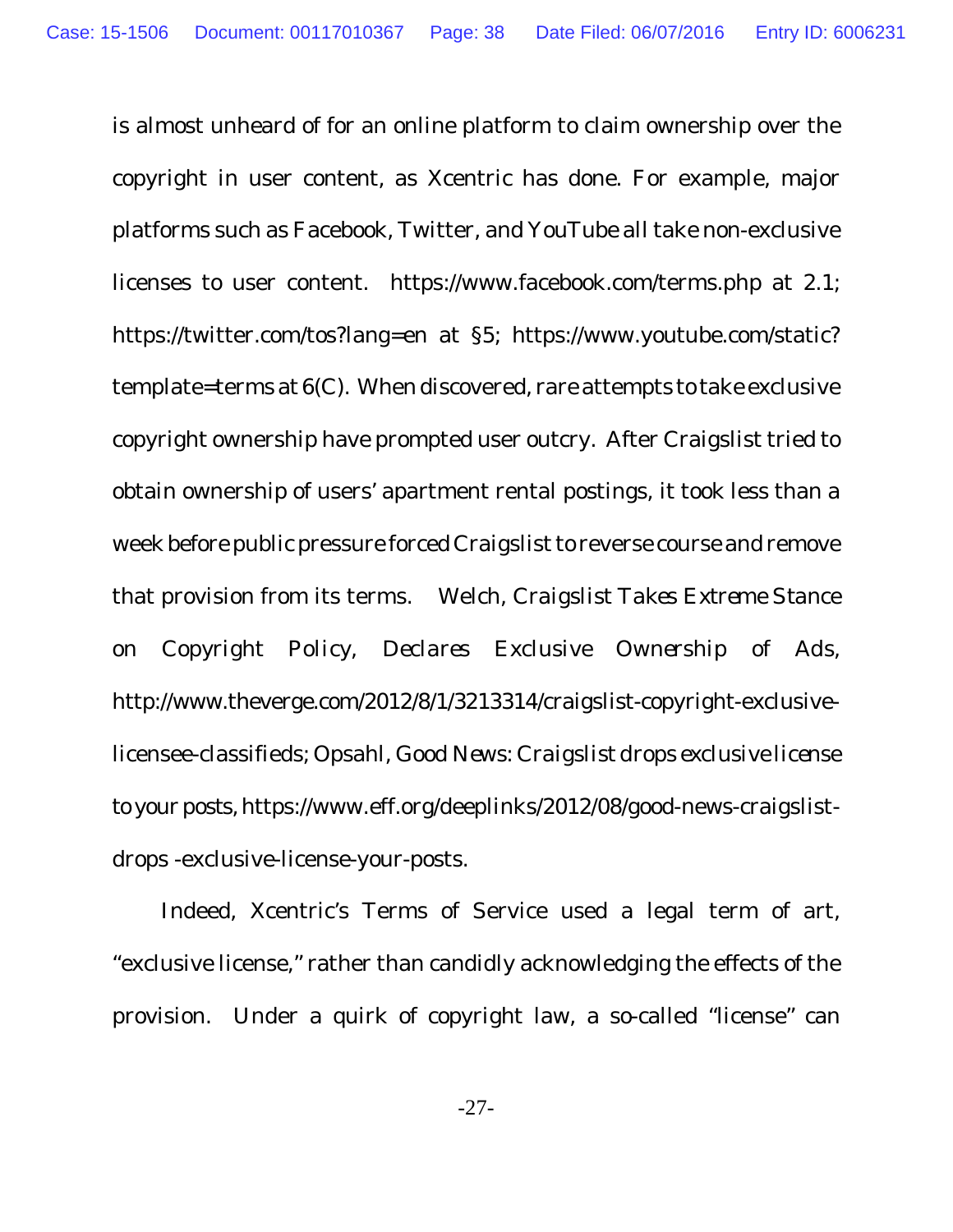is almost unheard of for an online platform to claim ownership over the copyright in user content, as Xcentric has done. For example, major platforms such as Facebook, Twitter, and YouTube all take non-exclusive licenses to user content. https://www.facebook.com/terms.php at 2.1; https://twitter.com/tos?lang=en at §5; https://www.youtube.com/static?template=terms at 6(C). When discovered, rare attempts to take exclusive copyright ownership have prompted user outcry. After Craigslist tried to obtain ownership of users' apartment rental postings, it took less than a week before public pressure forced Craigslist to reverse course and remove that provision from its terms. Welch, *Craigslist Takes Extreme Stance on Copyright Policy, Declares Exclusive Ownership of Ads*, http://www.theverge.com/2012/8/1/3213314/craigslist-copyright-exclusive-licensee-classifieds; Opsahl, *Good News: Craigslist drops exclusive license to your posts*, https://www.eff.org/deeplinks/2012/08/good-news-craigslist-drops -exclusive-license-your-posts.

Indeed, Xcentric's Terms of Service used a legal term of art, "exclusive license," rather than candidly acknowledging the effects of the provision. Under a quirk of copyright law, a so-called "license" can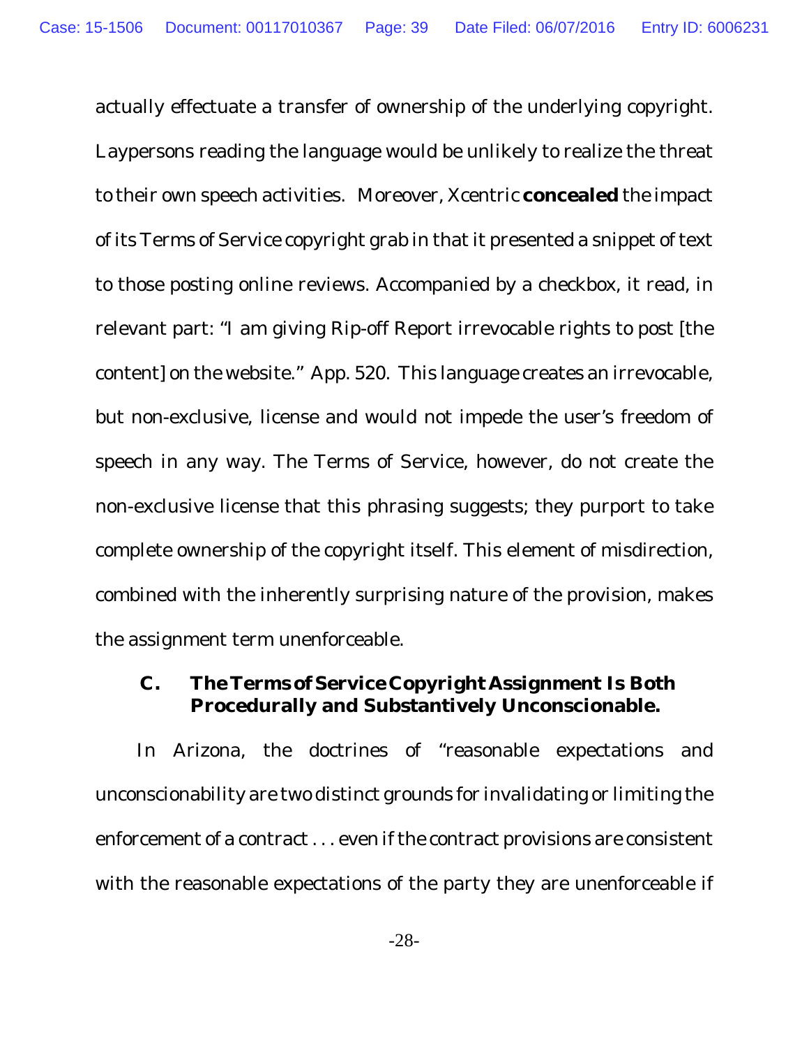actually effectuate a transfer of ownership of the underlying copyright. Laypersons reading the language would be unlikely to realize the threat to their own speech activities. Moreover, Xcentric **concealed** the impact of its Terms of Service copyright grab in that it presented a snippet of text to those posting online reviews. Accompanied by a checkbox, it read, in relevant part: "I am giving Rip-off Report irrevocable rights to post [the content] on the website." App. 520. This language creates an irrevocable, but non-exclusive, license and would not impede the user's freedom of speech in any way. The Terms of Service, however, do not create the non-exclusive license that this phrasing suggests; they purport to take complete ownership of the copyright itself. This element of misdirection, combined with the inherently surprising nature of the provision, makes the assignment term unenforceable.

### C. The Terms of Service Copyright Assignment Is Both Procedurally and Substantively Unconscionable.

In Arizona, the doctrines of "reasonable expectations and unconscionability are two distinct grounds for invalidating or limiting the enforcement of a contract . . . even if the contract provisions are consistent with the reasonable expectations of the party they are unenforceable if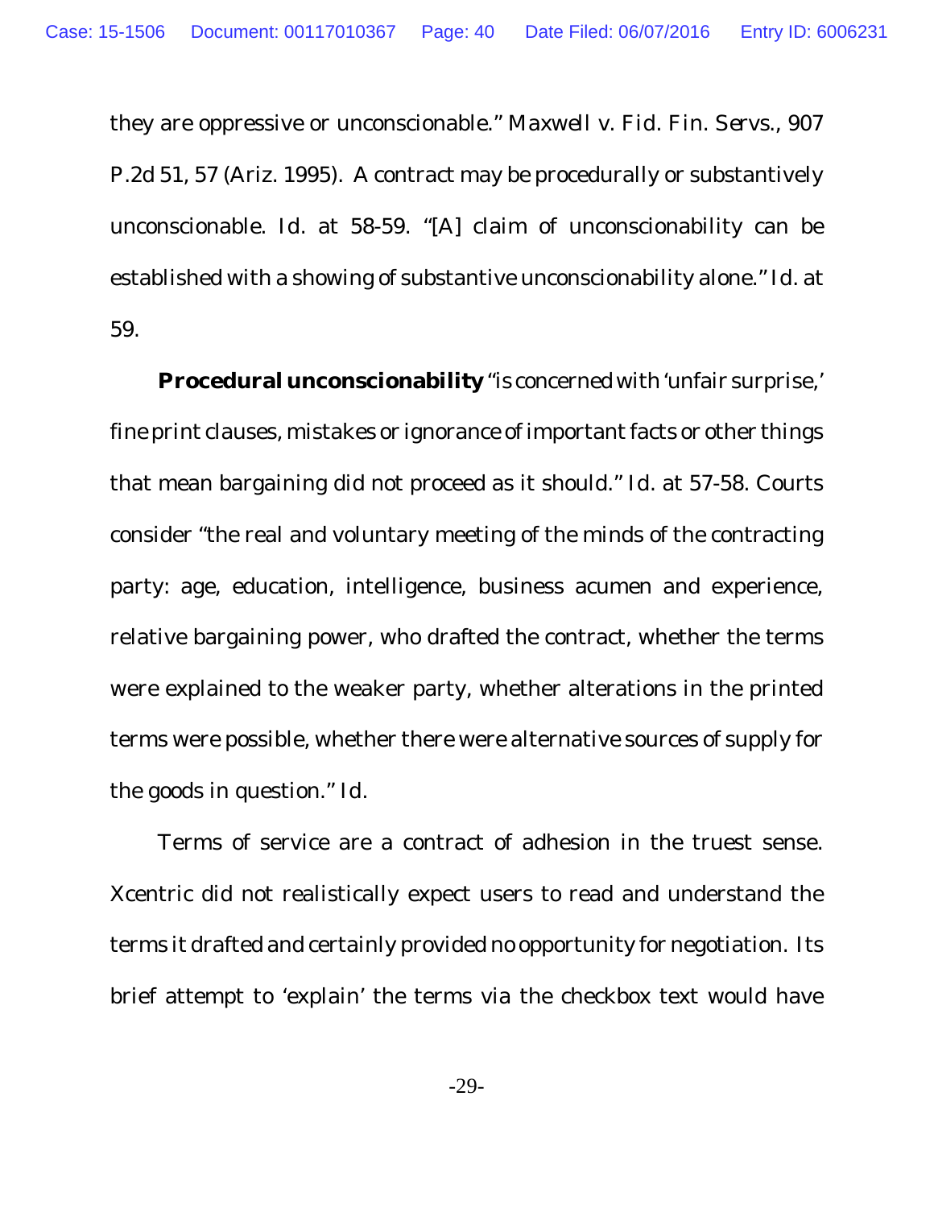they are oppressive or unconscionable." *Maxwell v. Fid. Fin. Servs.*, 907 P.2d 51, 57 (Ariz. 1995). A contract may be procedurally or substantively unconscionable. *Id.* at 58-59. "[A] claim of unconscionability can be established with a showing of substantive unconscionability alone." *Id.* at 59.

**Procedural unconscionability** "is concerned with 'unfair surprise,' fine print clauses, mistakes or ignorance of important facts or other things that mean bargaining did not proceed as it should." *Id.* at 57-58. Courts consider "the real and voluntary meeting of the minds of the contracting party: age, education, intelligence, business acumen and experience, relative bargaining power, who drafted the contract, whether the terms were explained to the weaker party, whether alterations in the printed terms were possible, whether there were alternative sources of supply for the goods in question." *Id.*

Terms of service are a contract of adhesion in the truest sense. Xcentric did not realistically expect users to read and understand the terms it drafted and certainly provided no opportunity for negotiation. Its brief attempt to 'explain' the terms via the checkbox text would have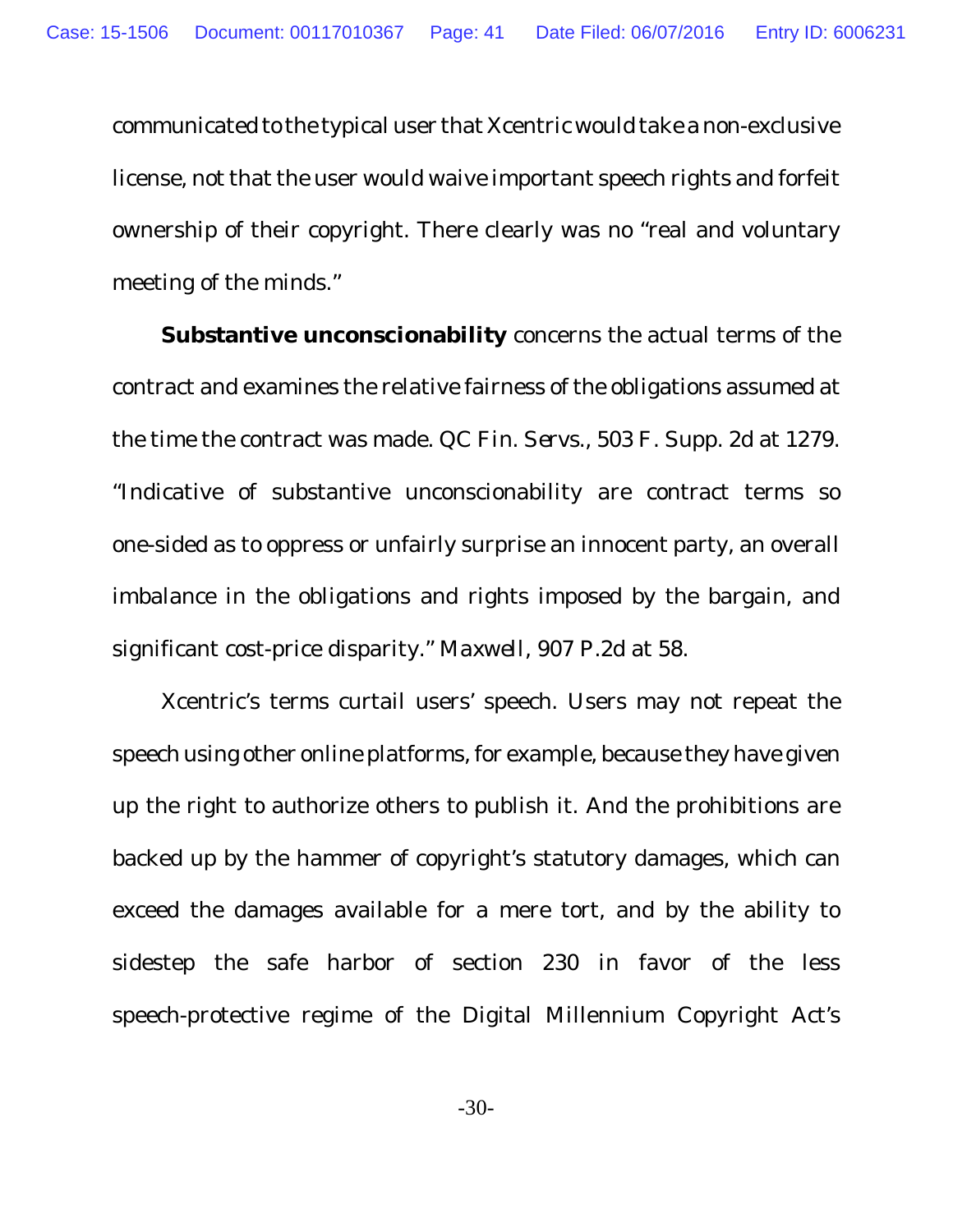communicated to the typical user that Xcentric would take a non-exclusive license, not that the user would waive important speech rights and forfeit ownership of their copyright. There clearly was no "real and voluntary meeting of the minds."

**Substantive unconscionability** concerns the actual terms of the contract and examines the relative fairness of the obligations assumed at the time the contract was made. *QC Fin. Servs.*, 503 F. Supp. 2d at 1279. "Indicative of substantive unconscionability are contract terms so one-sided as to oppress or unfairly surprise an innocent party, an overall imbalance in the obligations and rights imposed by the bargain, and significant cost-price disparity." *Maxwell*, 907 P.2d at 58.

Xcentric's terms curtail users' speech. Users may not repeat the speech using other online platforms, for example, because they have given up the right to authorize others to publish it. And the prohibitions are backed up by the hammer of copyright's statutory damages, which can exceed the damages available for a mere tort, and by the ability to sidestep the safe harbor of section 230 in favor of the less speech-protective regime of the Digital Millennium Copyright Act's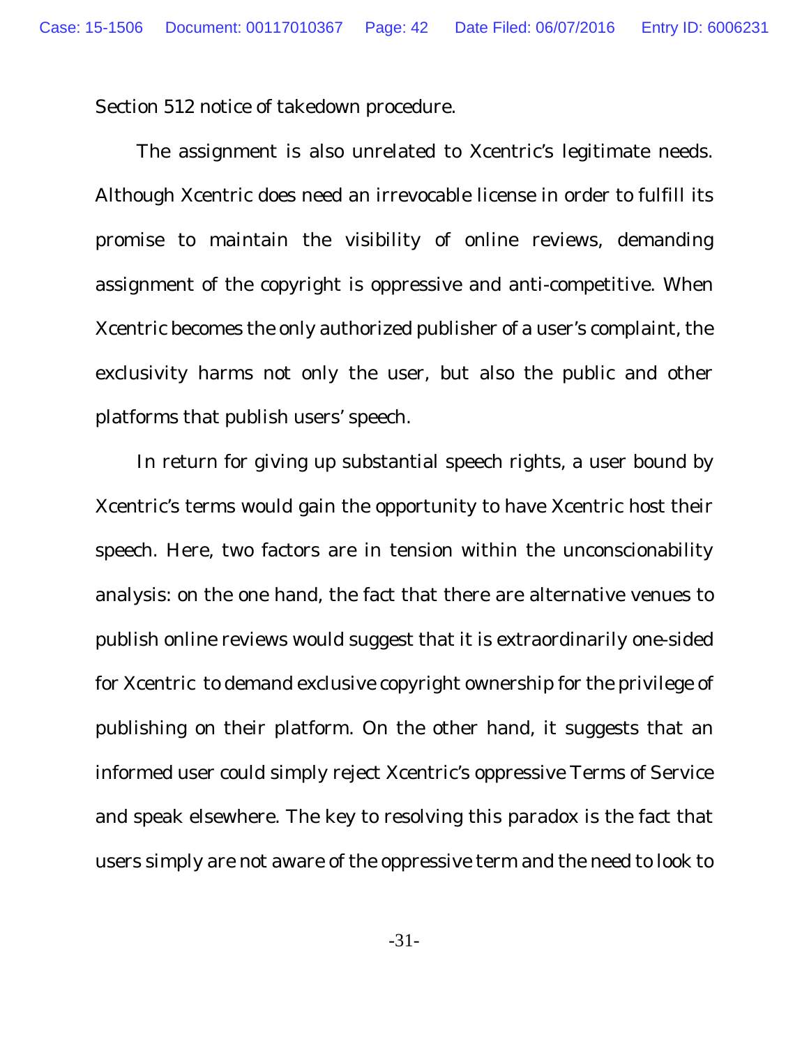Section 512 notice of takedown procedure.

The assignment is also unrelated to Xcentric's legitimate needs. Although Xcentric does need an irrevocable license in order to fulfill its promise to maintain the visibility of online reviews, demanding assignment of the copyright is oppressive and anti-competitive. When Xcentric becomes the only authorized publisher of a user's complaint, the exclusivity harms not only the user, but also the public and other platforms that publish users' speech.

In return for giving up substantial speech rights, a user bound by Xcentric's terms would gain the opportunity to have Xcentric host their speech. Here, two factors are in tension within the unconscionability analysis: on the one hand, the fact that there are alternative venues to publish online reviews would suggest that it is extraordinarily one-sided for Xcentric to demand exclusive copyright ownership for the privilege of publishing on their platform. On the other hand, it suggests that an informed user could simply reject Xcentric's oppressive Terms of Service and speak elsewhere. The key to resolving this paradox is the fact that users simply are not aware of the oppressive term and the need to look to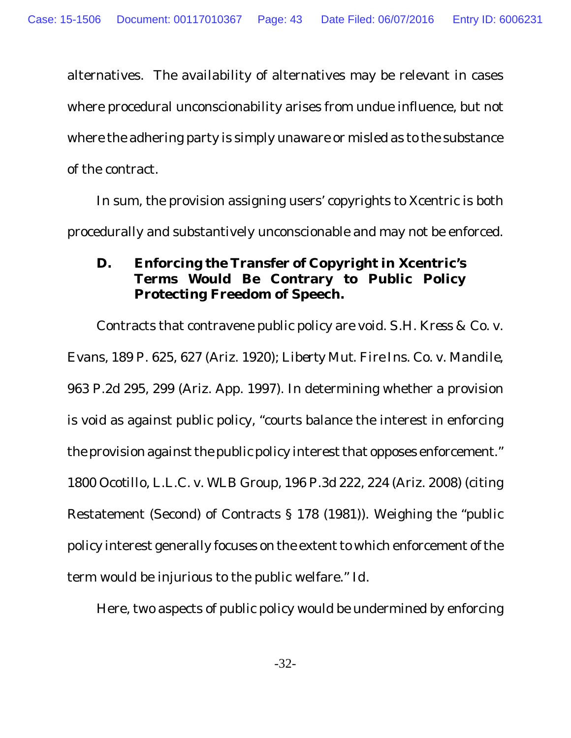alternatives. The availability of alternatives may be relevant in cases where procedural unconscionability arises from undue influence, but not where the adhering party is simply unaware or misled as to the substance of the contract.

In sum, the provision assigning users' copyrights to Xcentric is both procedurally and substantively unconscionable and may not be enforced.

### D. Enforcing the Transfer of Copyright in Xcentric's Terms Would Be Contrary to Public Policy Protecting Freedom of Speech.

Contracts that contravene public policy are void. *S.H. Kress & Co. v. Evans*, 189 P. 625, 627 (Ariz. 1920); *Liberty Mut. Fire Ins. Co. v. Mandile*, 963 P.2d 295, 299 (Ariz. App. 1997). In determining whether a provision is void as against public policy, "courts balance the interest in enforcing the provision against the public policy interest that opposes enforcement." *1800 Ocotillo, L.L.C. v. WLB Group*, 196 P.3d 222, 224 (Ariz. 2008) (citing Restatement (Second) of Contracts § 178 (1981)). Weighing the "public policy interest generally focuses on the extent to which enforcement of the term would be injurious to the public welfare." *Id.*

Here, two aspects of public policy would be undermined by enforcing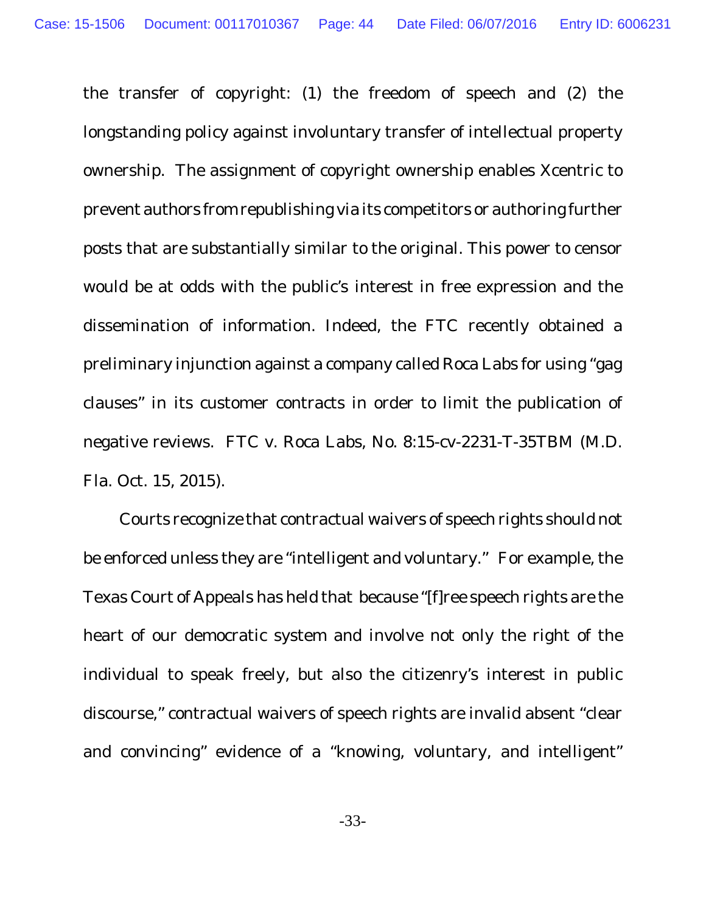the transfer of copyright: (1) the freedom of speech and (2) the longstanding policy against involuntary transfer of intellectual property ownership. The assignment of copyright ownership enables Xcentric to prevent authors from republishing via its competitors or authoring further posts that are substantially similar to the original. This power to censor would be at odds with the public's interest in free expression and the dissemination of information. Indeed, the FTC recently obtained a preliminary injunction against a company called Roca Labs for using "gag clauses" in its customer contracts in order to limit the publication of negative reviews. *FTC v. Roca Labs*, No. 8:15-cv-2231-T-35TBM (M.D. Fla. Oct. 15, 2015).

Courts recognize that contractual waivers of speech rights should not be enforced unless they are "intelligent and voluntary." For example, the Texas Court of Appeals has held that because "[f]ree speech rights are the heart of our democratic system and involve not only the right of the individual to speak freely, but also the citizenry's interest in public discourse," contractual waivers of speech rights are invalid absent "clear and convincing" evidence of a "knowing, voluntary, and intelligent"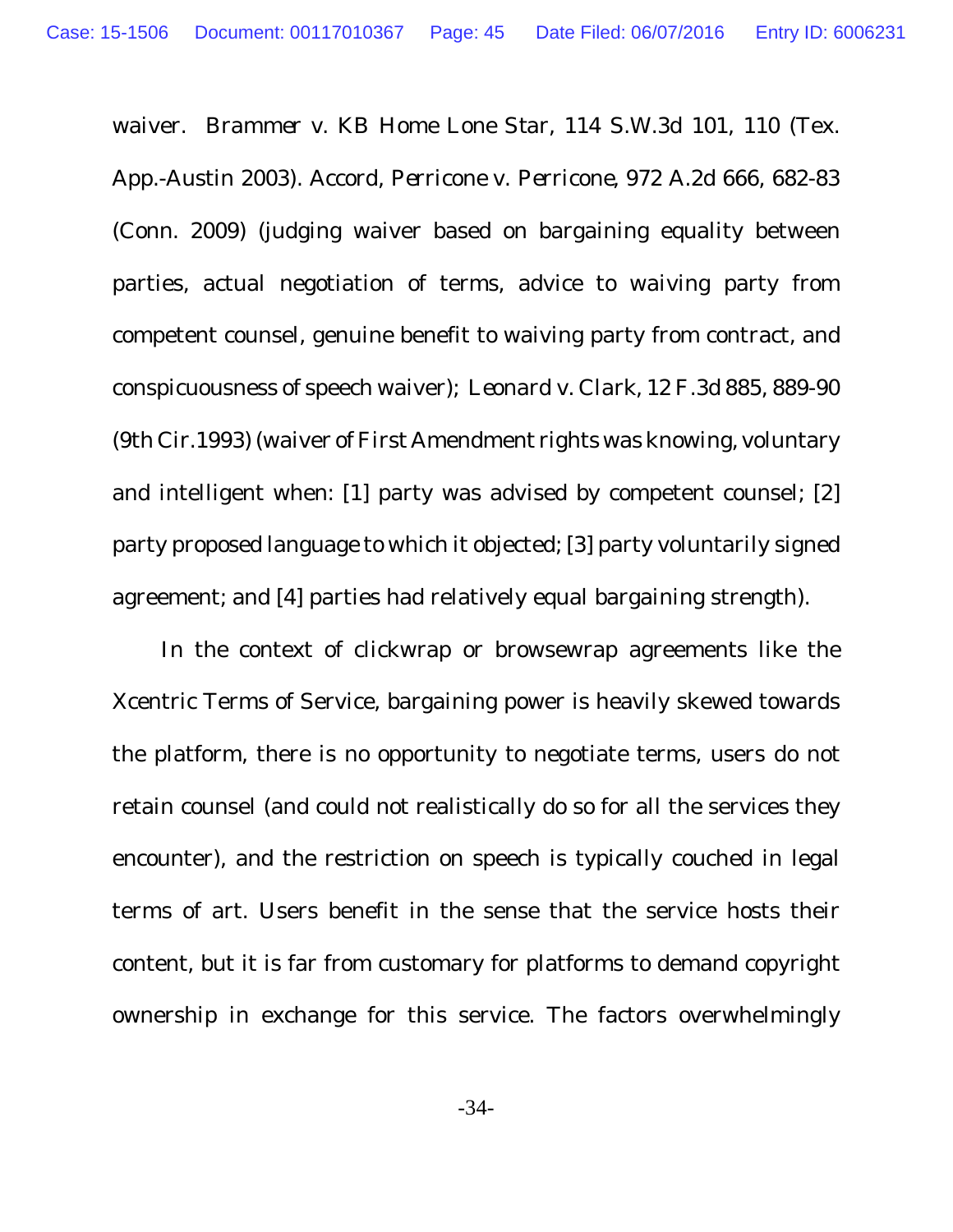waiver. *Brammer v. KB Home Lone Star*, 114 S.W.3d 101, 110 (Tex. App.-Austin 2003). Accord, *Perricone v. Perricone*, 972 A.2d 666, 682-83 (Conn. 2009) (judging waiver based on bargaining equality between parties, actual negotiation of terms, advice to waiving party from competent counsel, genuine benefit to waiving party from contract, and conspicuousness of speech waiver); *Leonard v. Clark*, 12 F.3d 885, 889-90 (9th Cir.1993) (waiver of First Amendment rights was knowing, voluntary and intelligent when: [1] party was advised by competent counsel; [2] party proposed language to which it objected; [3] party voluntarily signed agreement; and [4] parties had relatively equal bargaining strength).

In the context of clickwrap or browsewrap agreements like the Xcentric Terms of Service, bargaining power is heavily skewed towards the platform, there is no opportunity to negotiate terms, users do not retain counsel (and could not realistically do so for all the services they encounter), and the restriction on speech is typically couched in legal terms of art. Users benefit in the sense that the service hosts their content, but it is far from customary for platforms to demand copyright ownership in exchange for this service. The factors overwhelmingly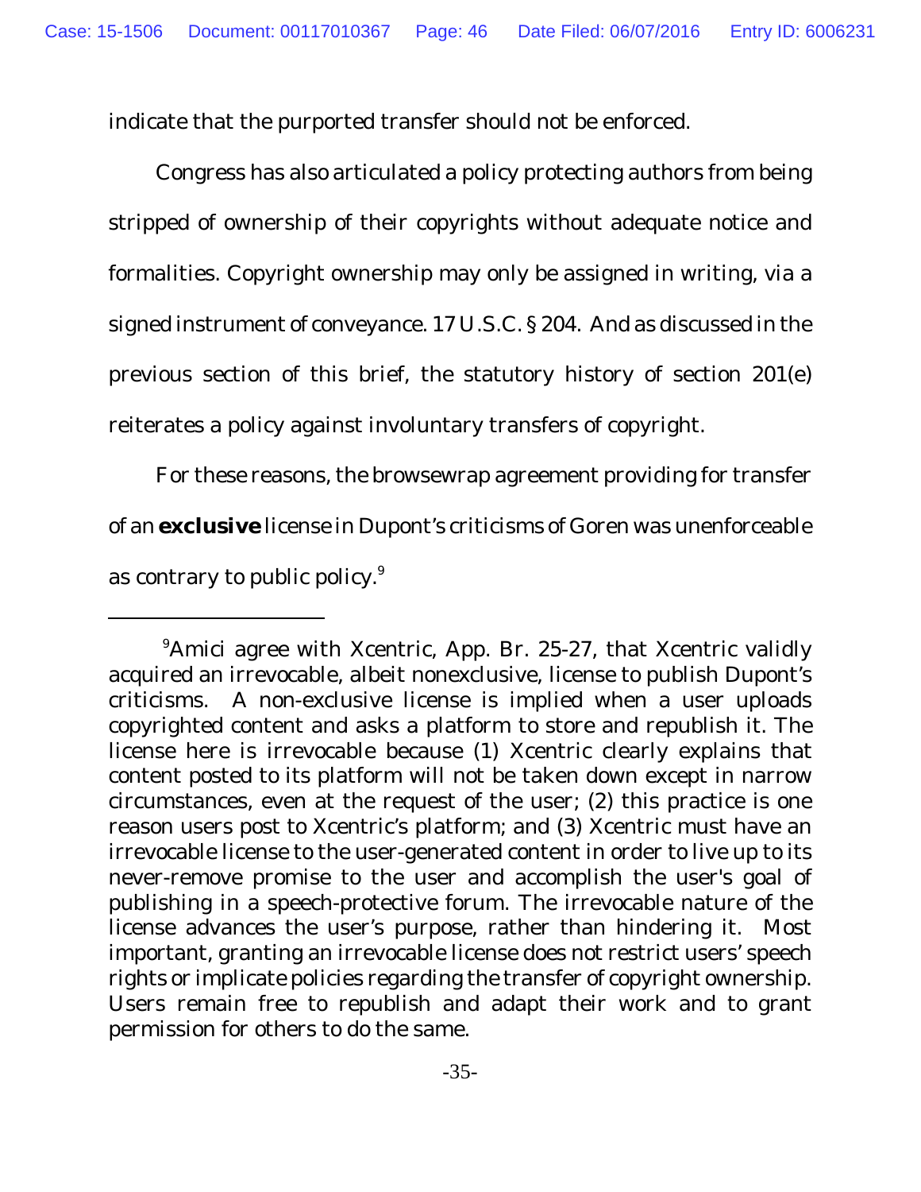indicate that the purported transfer should not be enforced.

Congress has also articulated a policy protecting authors from being stripped of ownership of their copyrights without adequate notice and formalities. Copyright ownership may only be assigned in writing, via a signed instrument of conveyance. 17 U.S.C. § 204. And as discussed in the previous section of this brief, the statutory history of section 201(e) reiterates a policy against involuntary transfers of copyright.

For these reasons, the browsewrap agreement providing for transfer of an **exclusive** license in Dupont's criticisms of Goren was unenforceable as contrary to public policy.[9]

---

[9]Amici agree with Xcentric, App. Br. 25-27, that Xcentric validly acquired an irrevocable, albeit nonexclusive, license to publish Dupont's criticisms. A non-exclusive license is implied when a user uploads copyrighted content and asks a platform to store and republish it. The license here is irrevocable because (1) Xcentric clearly explains that content posted to its platform will not be taken down except in narrow circumstances, even at the request of the user; (2) this practice is one reason users post to Xcentric's platform; and (3) Xcentric must have an irrevocable license to the user-generated content in order to live up to its never-remove promise to the user and accomplish the user's goal of publishing in a speech-protective forum. The irrevocable nature of the license advances the user's purpose, rather than hindering it. Most important, granting an irrevocable license does not restrict users' speech rights or implicate policies regarding the transfer of copyright ownership. Users remain free to republish and adapt their work and to grant permission for others to do the same.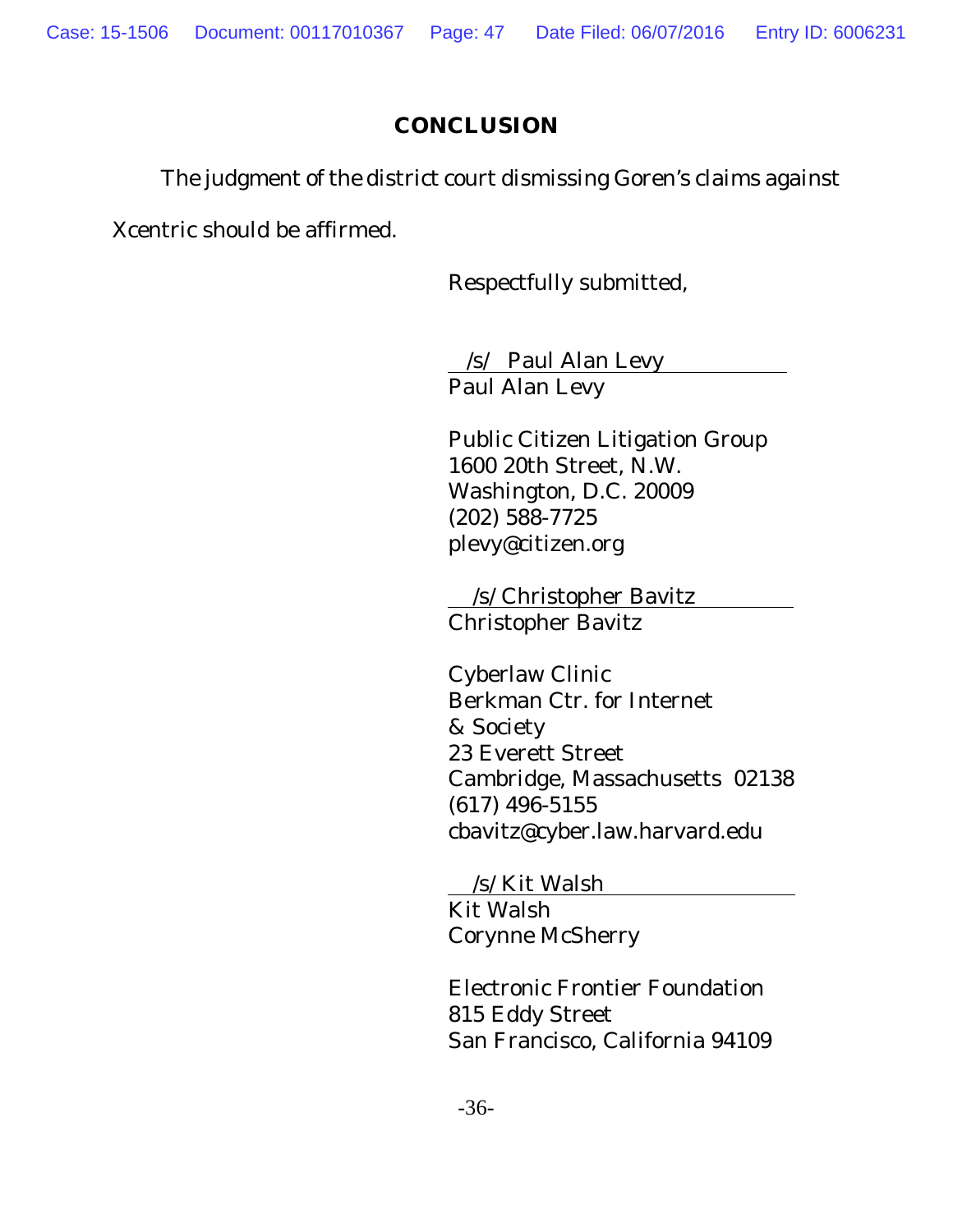## CONCLUSION

The judgment of the district court dismissing Goren's claims against Xcentric should be affirmed.

Respectfully submitted,

/s/ Paul Alan Levy
Paul Alan Levy

Public Citizen Litigation Group
1600 20th Street, N.W.
Washington, D.C. 20009
(202) 588-7725
plevy@citizen.org

/s/ Christopher Bavitz
Christopher Bavitz

Cyberlaw Clinic
Berkman Ctr. for Internet & Society
23 Everett Street
Cambridge, Massachusetts 02138
(617) 496-5155
cbavitz@cyber.law.harvard.edu

/s/ Kit Walsh
Kit Walsh
Corynne McSherry

Electronic Frontier Foundation
815 Eddy Street
San Francisco, California 94109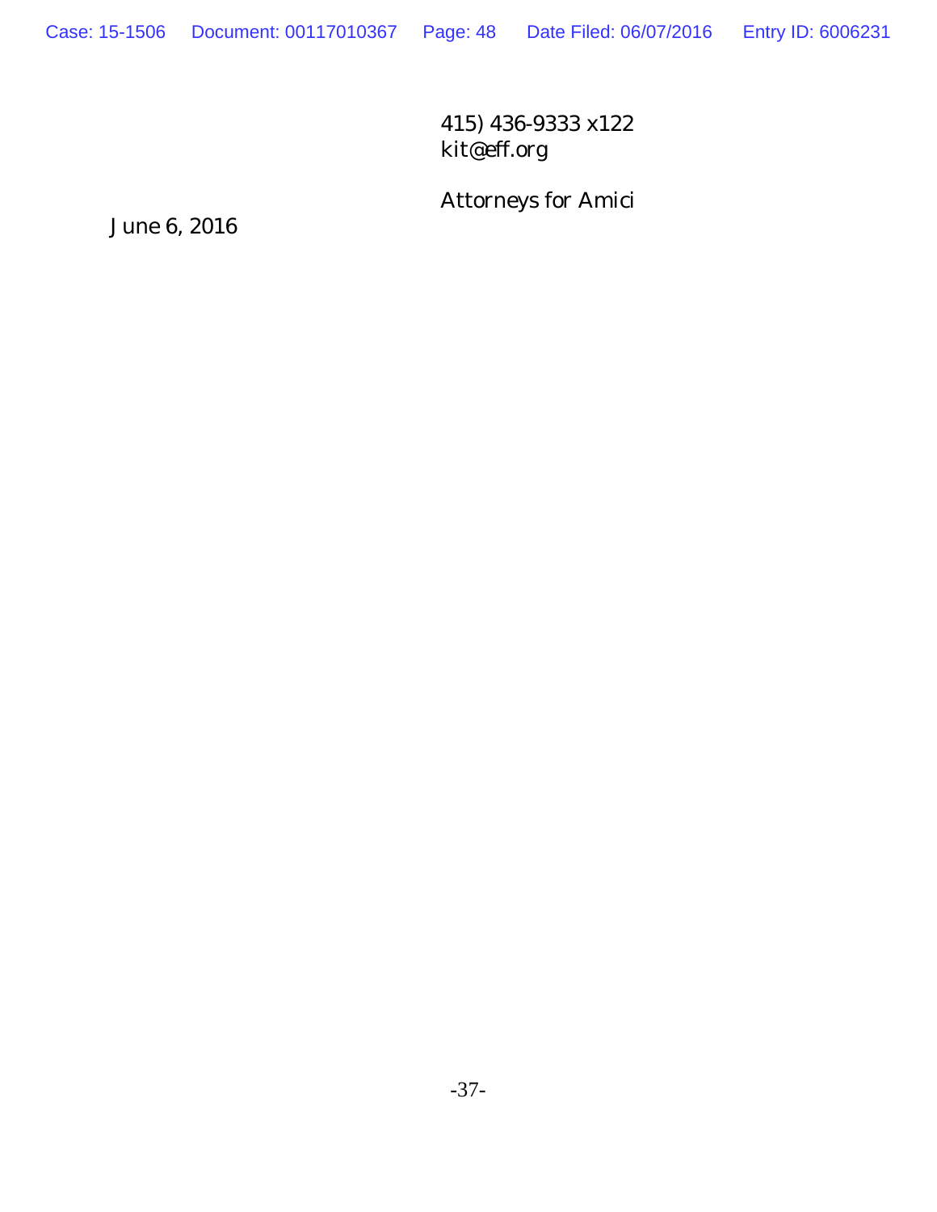415) 436-9333 x122
kit@eff.org

Attorneys for Amici

June 6, 2016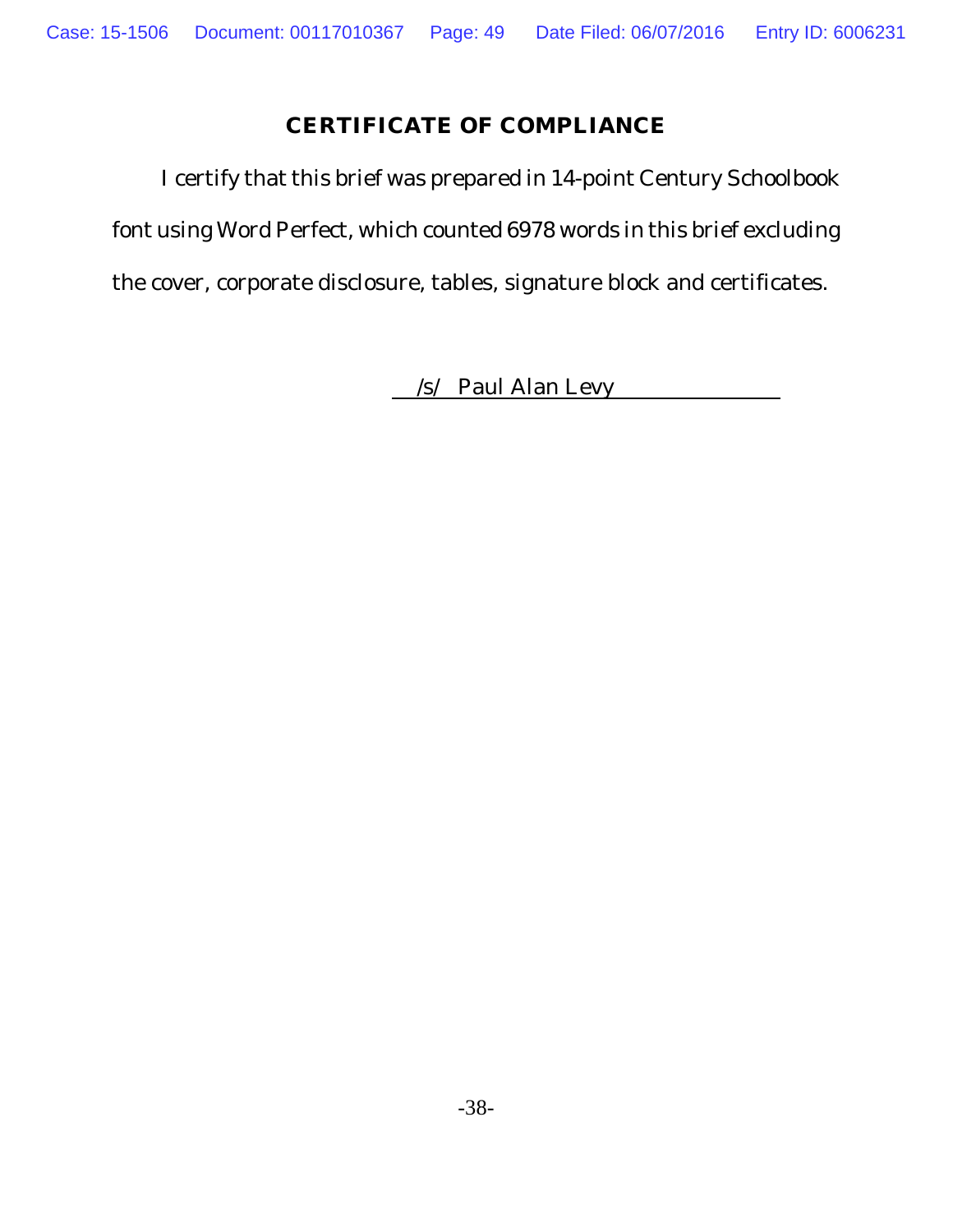## CERTIFICATE OF COMPLIANCE

I certify that this brief was prepared in 14-point Century Schoolbook font using Word Perfect, which counted 6978 words in this brief excluding the cover, corporate disclosure, tables, signature block and certificates.

/s/ Paul Alan Levy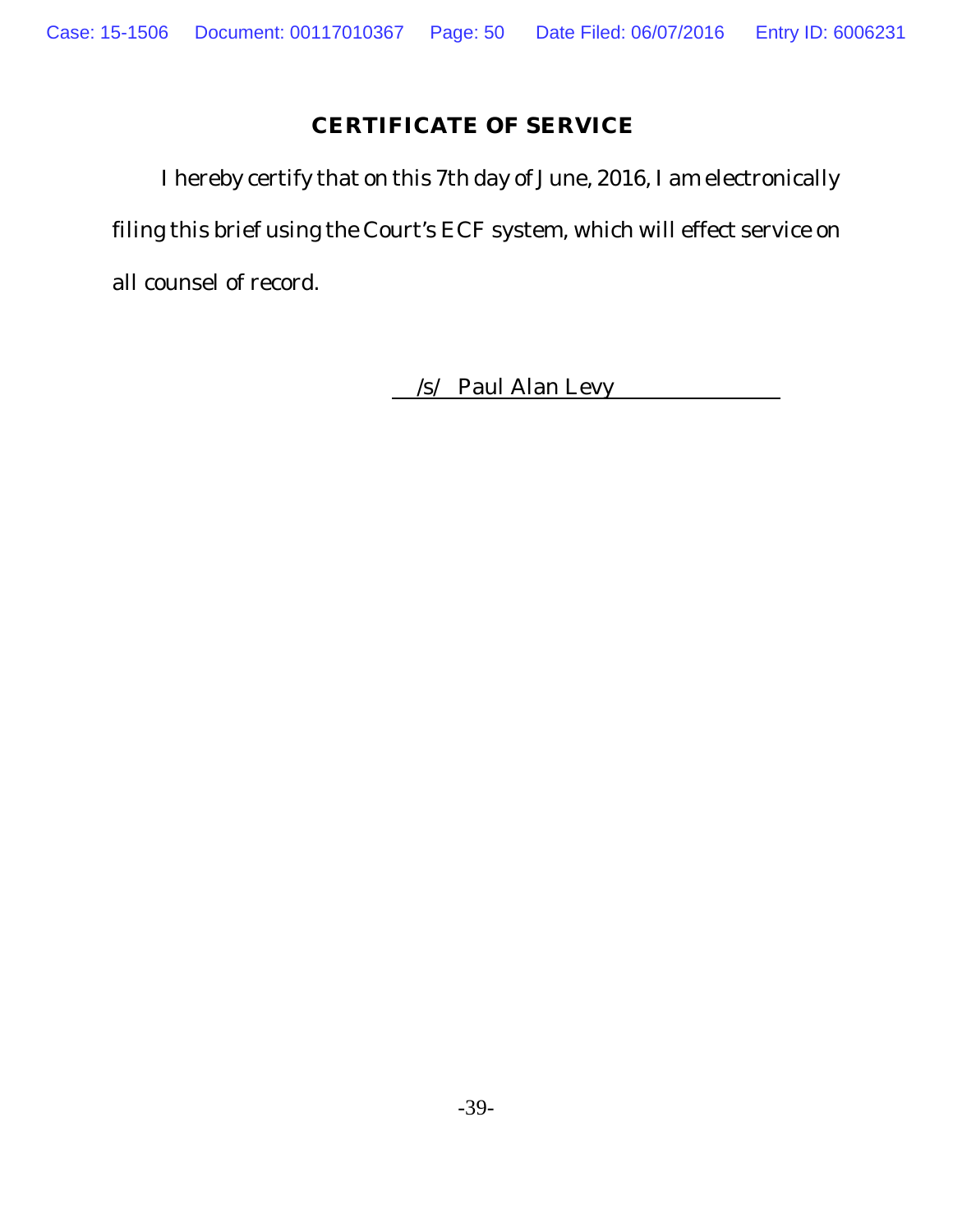## CERTIFICATE OF SERVICE

I hereby certify that on this 7th day of June, 2016, I am electronically filing this brief using the Court's ECF system, which will effect service on all counsel of record.

/s/ Paul Alan Levy